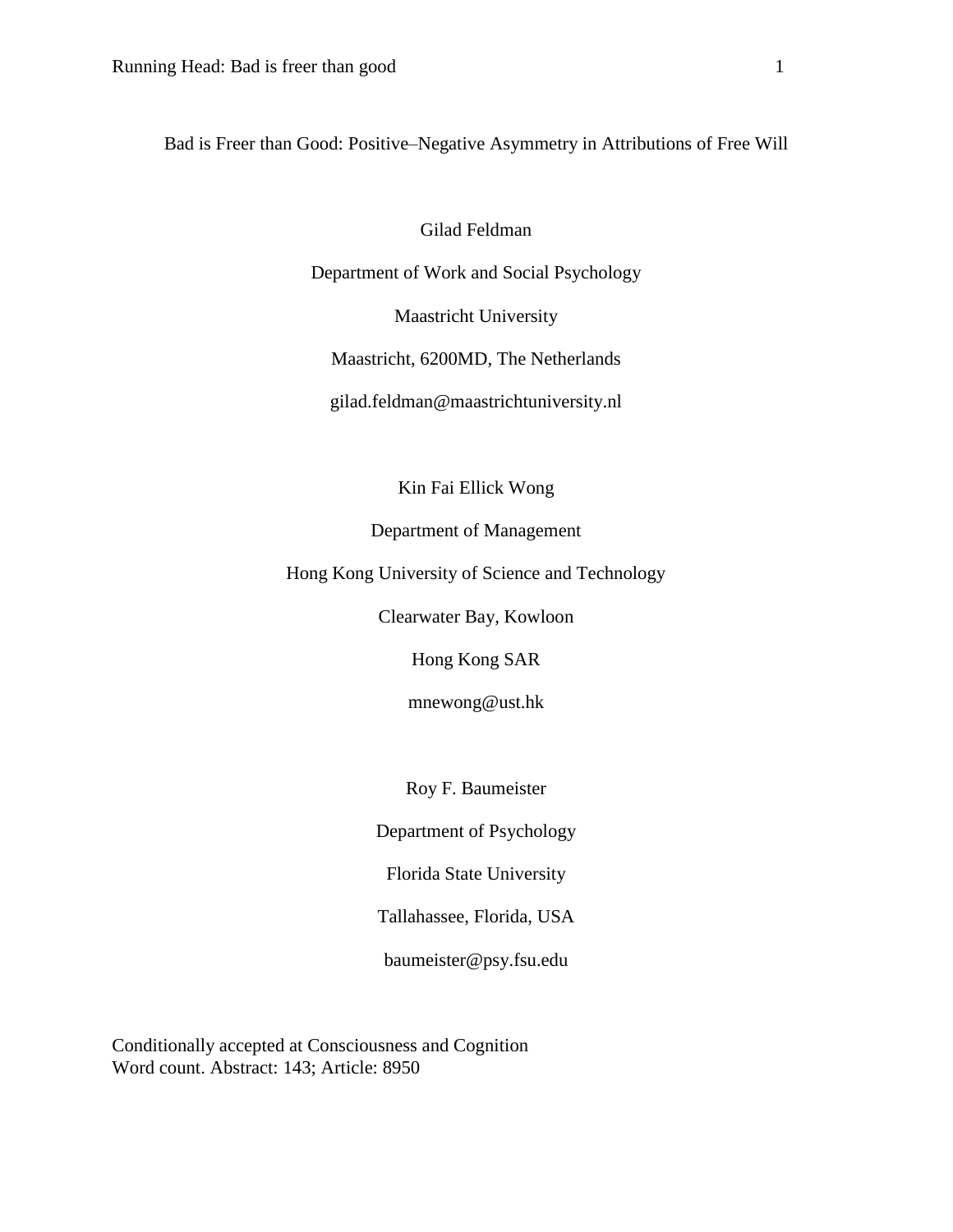# Bad is Freer than Good: Positive–Negative Asymmetry in Attributions of Free Will

Gilad Feldman

Department of Work and Social Psychology

Maastricht University

Maastricht, 6200MD, The Netherlands

gilad.feldman@maastrichtuniversity.nl

Kin Fai Ellick Wong

Department of Management

Hong Kong University of Science and Technology

Clearwater Bay, Kowloon

Hong Kong SAR

mnewong@ust.hk

Roy F. Baumeister

Department of Psychology

Florida State University

Tallahassee, Florida, USA

baumeister@psy.fsu.edu

Conditionally accepted at Consciousness and Cognition
Word count. Abstract: 143; Article: 8950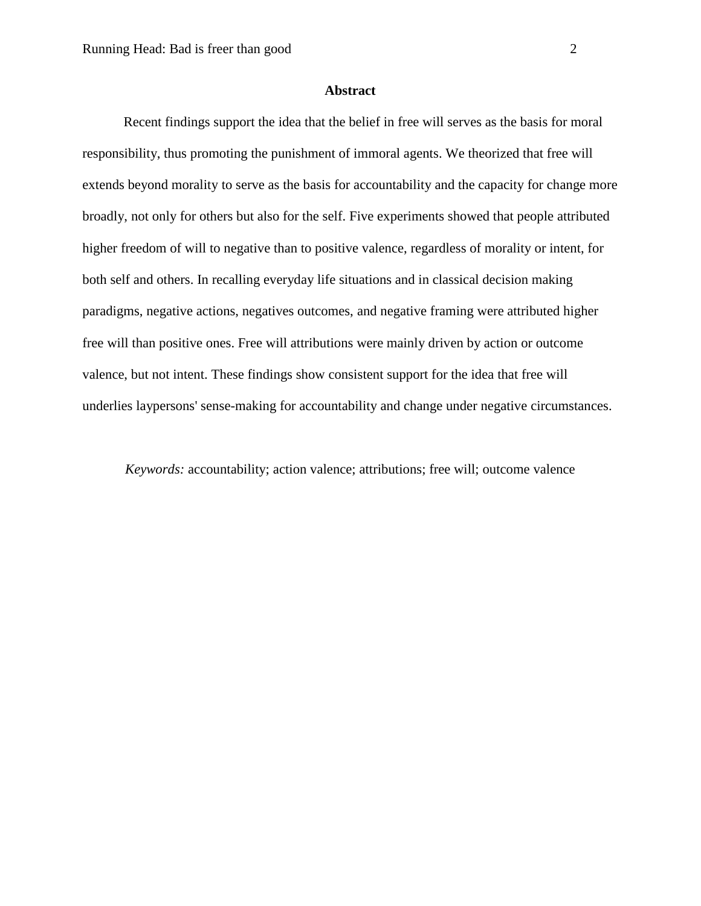## Abstract

Recent findings support the idea that the belief in free will serves as the basis for moral responsibility, thus promoting the punishment of immoral agents. We theorized that free will extends beyond morality to serve as the basis for accountability and the capacity for change more broadly, not only for others but also for the self. Five experiments showed that people attributed higher freedom of will to negative than to positive valence, regardless of morality or intent, for both self and others. In recalling everyday life situations and in classical decision making paradigms, negative actions, negatives outcomes, and negative framing were attributed higher free will than positive ones. Free will attributions were mainly driven by action or outcome valence, but not intent. These findings show consistent support for the idea that free will underlies laypersons' sense-making for accountability and change under negative circumstances.

*Keywords:* accountability; action valence; attributions; free will; outcome valence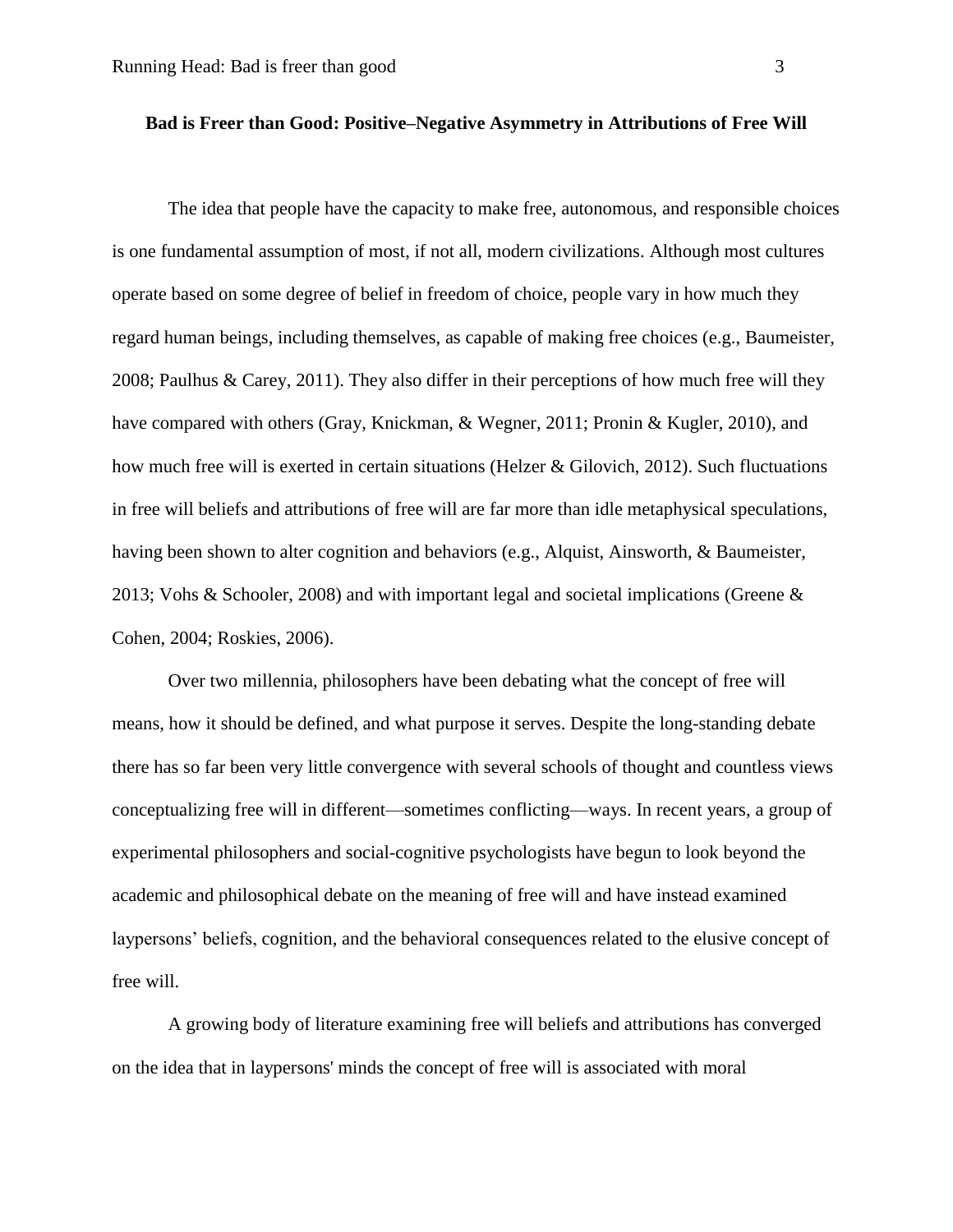**Bad is Freer than Good: Positive–Negative Asymmetry in Attributions of Free Will**

The idea that people have the capacity to make free, autonomous, and responsible choices is one fundamental assumption of most, if not all, modern civilizations. Although most cultures operate based on some degree of belief in freedom of choice, people vary in how much they regard human beings, including themselves, as capable of making free choices (e.g., Baumeister, 2008; Paulhus & Carey, 2011). They also differ in their perceptions of how much free will they have compared with others (Gray, Knickman, & Wegner, 2011; Pronin & Kugler, 2010), and how much free will is exerted in certain situations (Helzer & Gilovich, 2012). Such fluctuations in free will beliefs and attributions of free will are far more than idle metaphysical speculations, having been shown to alter cognition and behaviors (e.g., Alquist, Ainsworth, & Baumeister, 2013; Vohs & Schooler, 2008) and with important legal and societal implications (Greene & Cohen, 2004; Roskies, 2006).

Over two millennia, philosophers have been debating what the concept of free will means, how it should be defined, and what purpose it serves. Despite the long-standing debate there has so far been very little convergence with several schools of thought and countless views conceptualizing free will in different—sometimes conflicting—ways. In recent years, a group of experimental philosophers and social-cognitive psychologists have begun to look beyond the academic and philosophical debate on the meaning of free will and have instead examined laypersons' beliefs, cognition, and the behavioral consequences related to the elusive concept of free will.

A growing body of literature examining free will beliefs and attributions has converged on the idea that in laypersons' minds the concept of free will is associated with moral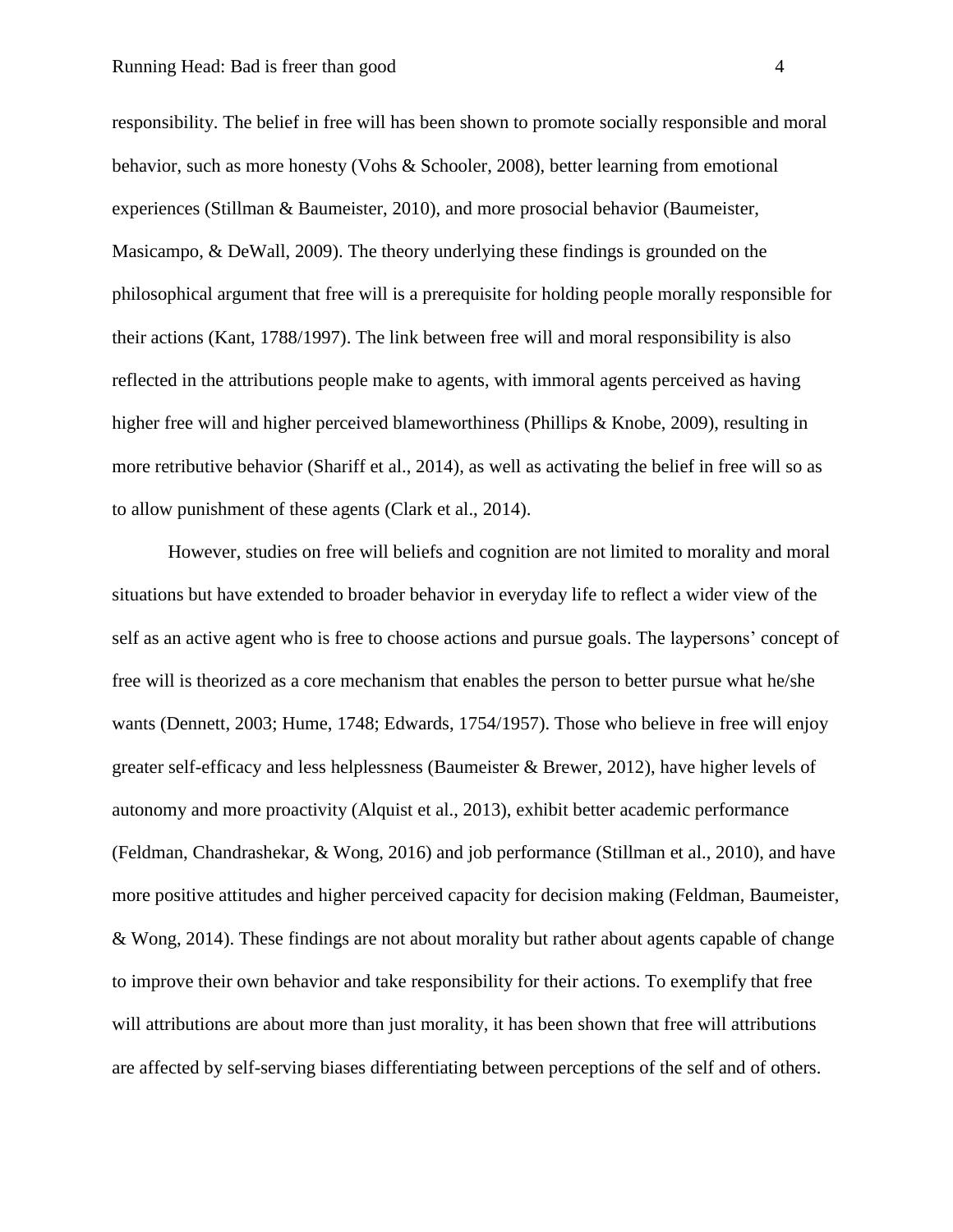responsibility. The belief in free will has been shown to promote socially responsible and moral behavior, such as more honesty (Vohs & Schooler, 2008), better learning from emotional experiences (Stillman & Baumeister, 2010), and more prosocial behavior (Baumeister, Masicampo, & DeWall, 2009). The theory underlying these findings is grounded on the philosophical argument that free will is a prerequisite for holding people morally responsible for their actions (Kant, 1788/1997). The link between free will and moral responsibility is also reflected in the attributions people make to agents, with immoral agents perceived as having higher free will and higher perceived blameworthiness (Phillips & Knobe, 2009), resulting in more retributive behavior (Shariff et al., 2014), as well as activating the belief in free will so as to allow punishment of these agents (Clark et al., 2014).

However, studies on free will beliefs and cognition are not limited to morality and moral situations but have extended to broader behavior in everyday life to reflect a wider view of the self as an active agent who is free to choose actions and pursue goals. The laypersons' concept of free will is theorized as a core mechanism that enables the person to better pursue what he/she wants (Dennett, 2003; Hume, 1748; Edwards, 1754/1957). Those who believe in free will enjoy greater self-efficacy and less helplessness (Baumeister & Brewer, 2012), have higher levels of autonomy and more proactivity (Alquist et al., 2013), exhibit better academic performance (Feldman, Chandrashekar, & Wong, 2016) and job performance (Stillman et al., 2010), and have more positive attitudes and higher perceived capacity for decision making (Feldman, Baumeister, & Wong, 2014). These findings are not about morality but rather about agents capable of change to improve their own behavior and take responsibility for their actions. To exemplify that free will attributions are about more than just morality, it has been shown that free will attributions are affected by self-serving biases differentiating between perceptions of the self and of others.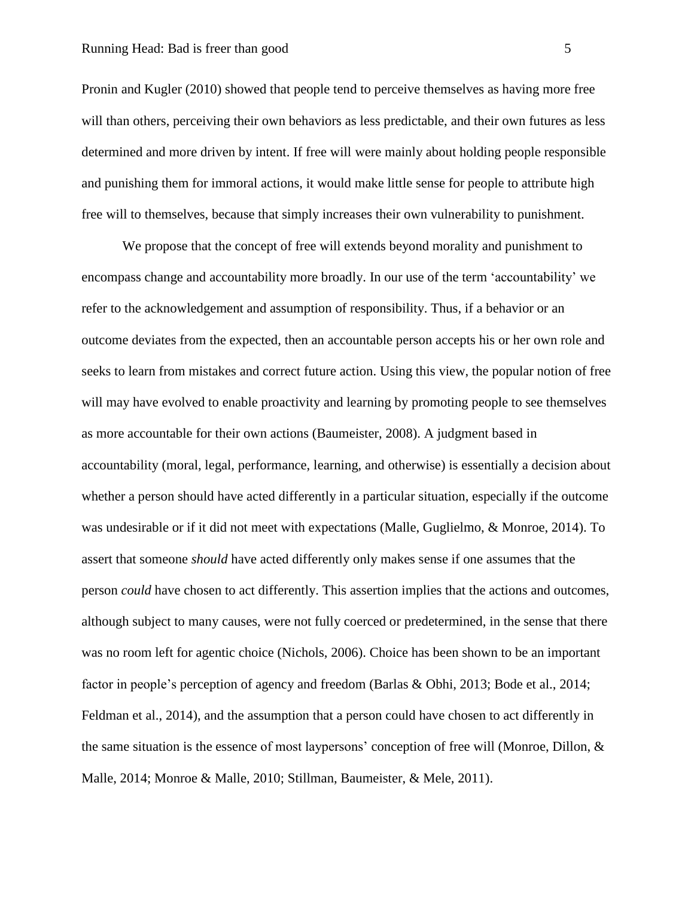Pronin and Kugler (2010) showed that people tend to perceive themselves as having more free will than others, perceiving their own behaviors as less predictable, and their own futures as less determined and more driven by intent. If free will were mainly about holding people responsible and punishing them for immoral actions, it would make little sense for people to attribute high free will to themselves, because that simply increases their own vulnerability to punishment.

We propose that the concept of free will extends beyond morality and punishment to encompass change and accountability more broadly. In our use of the term 'accountability' we refer to the acknowledgement and assumption of responsibility. Thus, if a behavior or an outcome deviates from the expected, then an accountable person accepts his or her own role and seeks to learn from mistakes and correct future action. Using this view, the popular notion of free will may have evolved to enable proactivity and learning by promoting people to see themselves as more accountable for their own actions (Baumeister, 2008). A judgment based in accountability (moral, legal, performance, learning, and otherwise) is essentially a decision about whether a person should have acted differently in a particular situation, especially if the outcome was undesirable or if it did not meet with expectations (Malle, Guglielmo, & Monroe, 2014). To assert that someone *should* have acted differently only makes sense if one assumes that the person *could* have chosen to act differently. This assertion implies that the actions and outcomes, although subject to many causes, were not fully coerced or predetermined, in the sense that there was no room left for agentic choice (Nichols, 2006). Choice has been shown to be an important factor in people's perception of agency and freedom (Barlas & Obhi, 2013; Bode et al., 2014; Feldman et al., 2014), and the assumption that a person could have chosen to act differently in the same situation is the essence of most laypersons' conception of free will (Monroe, Dillon, & Malle, 2014; Monroe & Malle, 2010; Stillman, Baumeister, & Mele, 2011).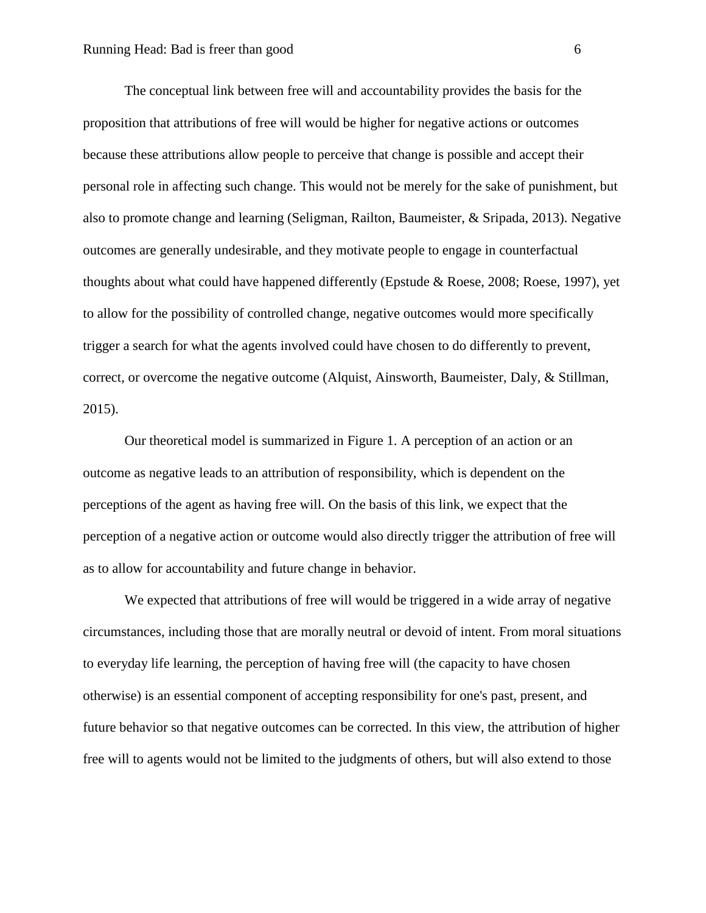The conceptual link between free will and accountability provides the basis for the proposition that attributions of free will would be higher for negative actions or outcomes because these attributions allow people to perceive that change is possible and accept their personal role in affecting such change. This would not be merely for the sake of punishment, but also to promote change and learning (Seligman, Railton, Baumeister, & Sripada, 2013). Negative outcomes are generally undesirable, and they motivate people to engage in counterfactual thoughts about what could have happened differently (Epstude & Roese, 2008; Roese, 1997), yet to allow for the possibility of controlled change, negative outcomes would more specifically trigger a search for what the agents involved could have chosen to do differently to prevent, correct, or overcome the negative outcome (Alquist, Ainsworth, Baumeister, Daly, & Stillman, 2015).

Our theoretical model is summarized in Figure 1. A perception of an action or an outcome as negative leads to an attribution of responsibility, which is dependent on the perceptions of the agent as having free will. On the basis of this link, we expect that the perception of a negative action or outcome would also directly trigger the attribution of free will as to allow for accountability and future change in behavior.

We expected that attributions of free will would be triggered in a wide array of negative circumstances, including those that are morally neutral or devoid of intent. From moral situations to everyday life learning, the perception of having free will (the capacity to have chosen otherwise) is an essential component of accepting responsibility for one's past, present, and future behavior so that negative outcomes can be corrected. In this view, the attribution of higher free will to agents would not be limited to the judgments of others, but will also extend to those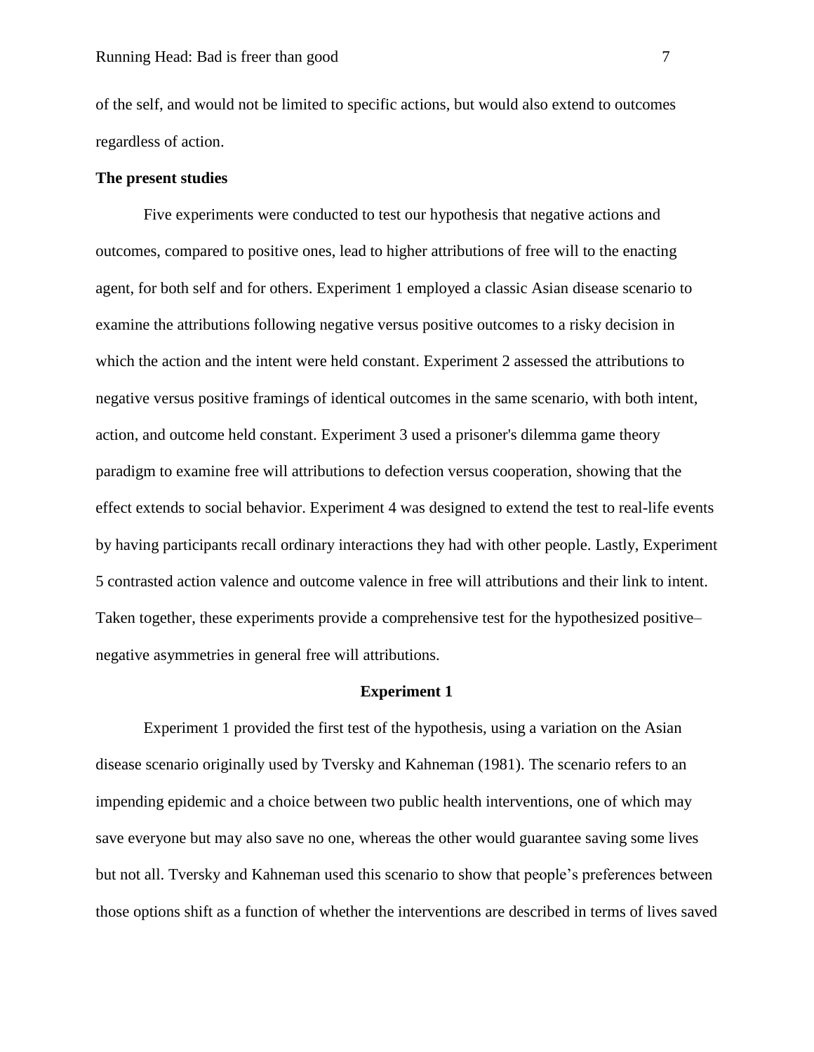of the self, and would not be limited to specific actions, but would also extend to outcomes regardless of action.

## The present studies

Five experiments were conducted to test our hypothesis that negative actions and outcomes, compared to positive ones, lead to higher attributions of free will to the enacting agent, for both self and for others. Experiment 1 employed a classic Asian disease scenario to examine the attributions following negative versus positive outcomes to a risky decision in which the action and the intent were held constant. Experiment 2 assessed the attributions to negative versus positive framings of identical outcomes in the same scenario, with both intent, action, and outcome held constant. Experiment 3 used a prisoner's dilemma game theory paradigm to examine free will attributions to defection versus cooperation, showing that the effect extends to social behavior. Experiment 4 was designed to extend the test to real-life events by having participants recall ordinary interactions they had with other people. Lastly, Experiment 5 contrasted action valence and outcome valence in free will attributions and their link to intent. Taken together, these experiments provide a comprehensive test for the hypothesized positive–negative asymmetries in general free will attributions.

## Experiment 1

Experiment 1 provided the first test of the hypothesis, using a variation on the Asian disease scenario originally used by Tversky and Kahneman (1981). The scenario refers to an impending epidemic and a choice between two public health interventions, one of which may save everyone but may also save no one, whereas the other would guarantee saving some lives but not all. Tversky and Kahneman used this scenario to show that people's preferences between those options shift as a function of whether the interventions are described in terms of lives saved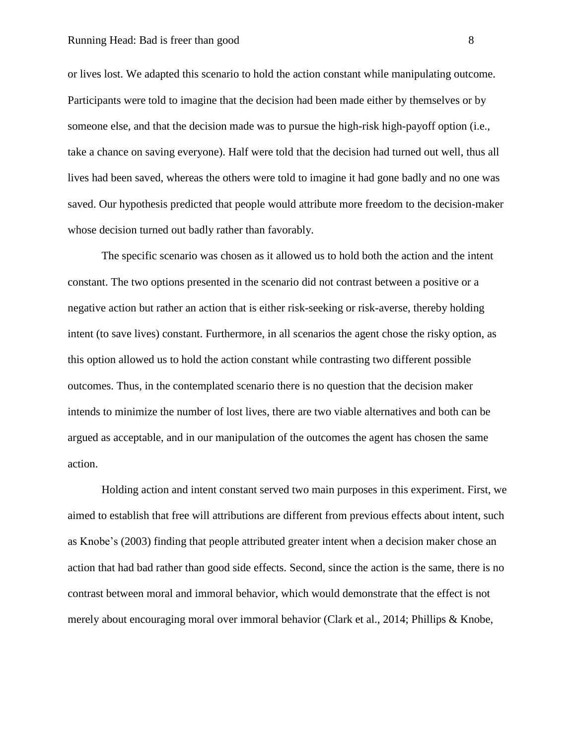or lives lost. We adapted this scenario to hold the action constant while manipulating outcome. Participants were told to imagine that the decision had been made either by themselves or by someone else, and that the decision made was to pursue the high-risk high-payoff option (i.e., take a chance on saving everyone). Half were told that the decision had turned out well, thus all lives had been saved, whereas the others were told to imagine it had gone badly and no one was saved. Our hypothesis predicted that people would attribute more freedom to the decision-maker whose decision turned out badly rather than favorably.

The specific scenario was chosen as it allowed us to hold both the action and the intent constant. The two options presented in the scenario did not contrast between a positive or a negative action but rather an action that is either risk-seeking or risk-averse, thereby holding intent (to save lives) constant. Furthermore, in all scenarios the agent chose the risky option, as this option allowed us to hold the action constant while contrasting two different possible outcomes. Thus, in the contemplated scenario there is no question that the decision maker intends to minimize the number of lost lives, there are two viable alternatives and both can be argued as acceptable, and in our manipulation of the outcomes the agent has chosen the same action.

Holding action and intent constant served two main purposes in this experiment. First, we aimed to establish that free will attributions are different from previous effects about intent, such as Knobe's (2003) finding that people attributed greater intent when a decision maker chose an action that had bad rather than good side effects. Second, since the action is the same, there is no contrast between moral and immoral behavior, which would demonstrate that the effect is not merely about encouraging moral over immoral behavior (Clark et al., 2014; Phillips & Knobe,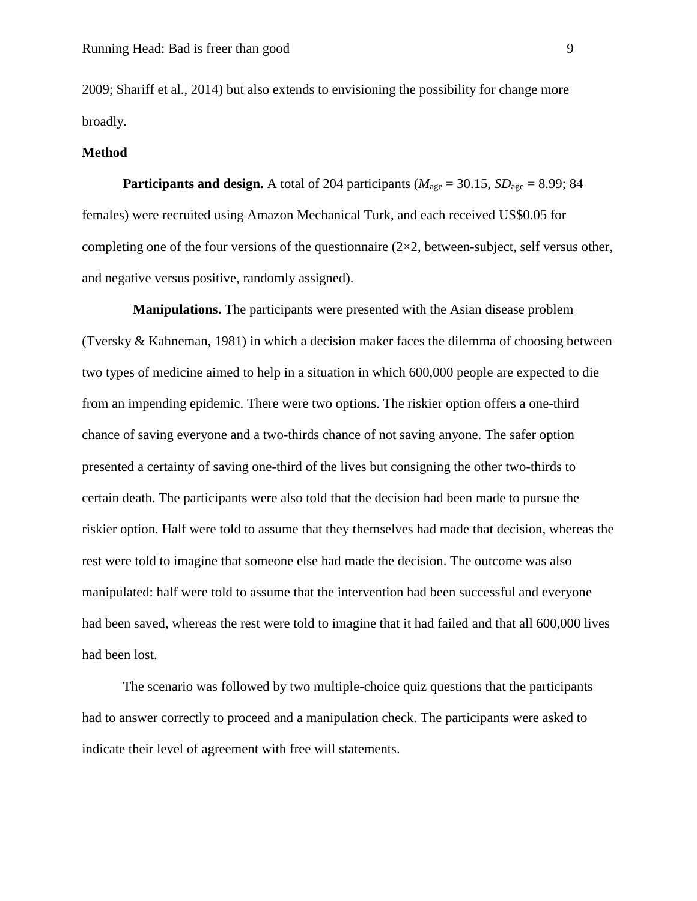2009; Shariff et al., 2014) but also extends to envisioning the possibility for change more broadly.

**Method**

**Participants and design.** A total of 204 participants ($M_{\text{age}}$ = 30.15, $SD_{\text{age}}$ = 8.99; 84 females) were recruited using Amazon Mechanical Turk, and each received US$0.05 for completing one of the four versions of the questionnaire (2×2, between-subject, self versus other, and negative versus positive, randomly assigned).

**Manipulations.** The participants were presented with the Asian disease problem (Tversky & Kahneman, 1981) in which a decision maker faces the dilemma of choosing between two types of medicine aimed to help in a situation in which 600,000 people are expected to die from an impending epidemic. There were two options. The riskier option offers a one-third chance of saving everyone and a two-thirds chance of not saving anyone. The safer option presented a certainty of saving one-third of the lives but consigning the other two-thirds to certain death. The participants were also told that the decision had been made to pursue the riskier option. Half were told to assume that they themselves had made that decision, whereas the rest were told to imagine that someone else had made the decision. The outcome was also manipulated: half were told to assume that the intervention had been successful and everyone had been saved, whereas the rest were told to imagine that it had failed and that all 600,000 lives had been lost.

The scenario was followed by two multiple-choice quiz questions that the participants had to answer correctly to proceed and a manipulation check. The participants were asked to indicate their level of agreement with free will statements.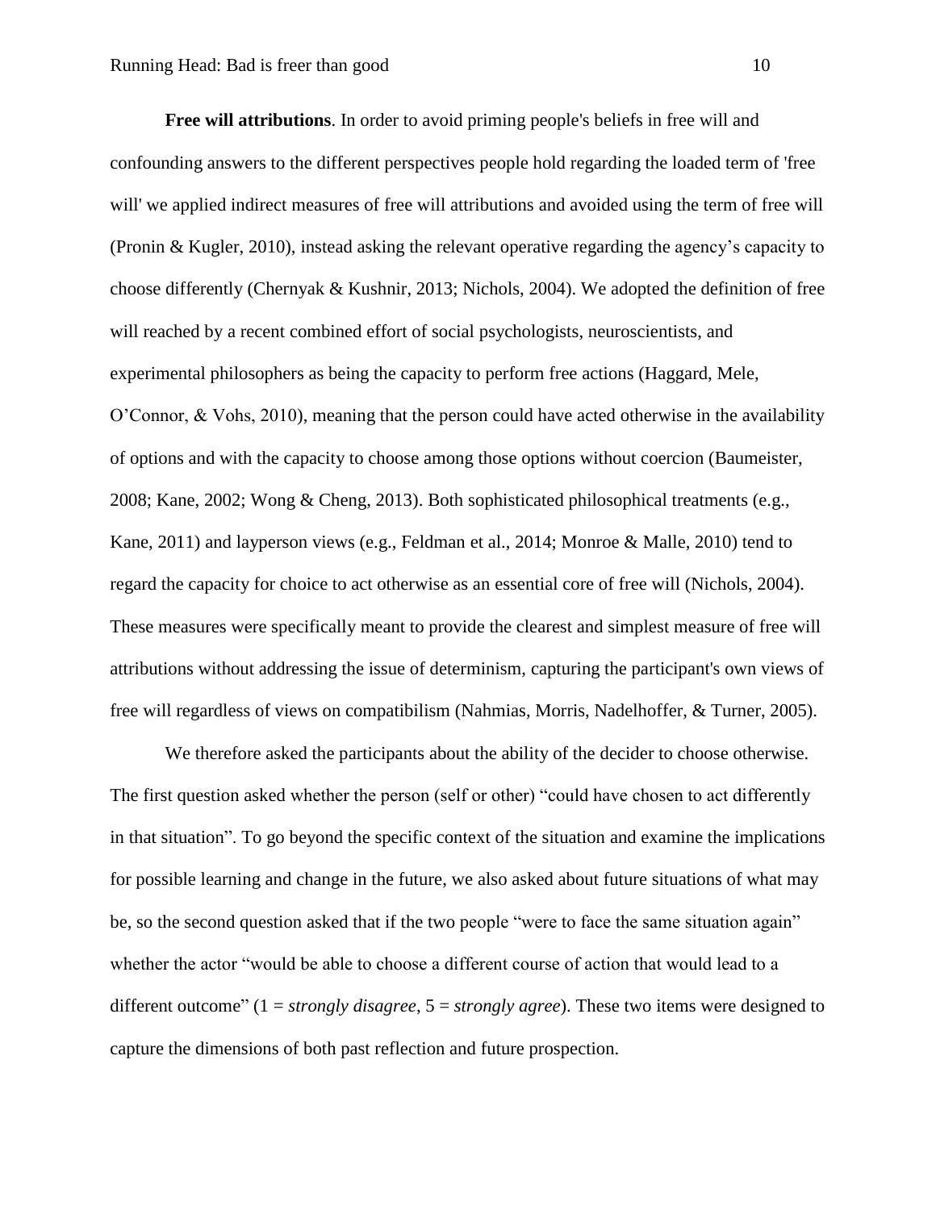**Free will attributions**. In order to avoid priming people's beliefs in free will and confounding answers to the different perspectives people hold regarding the loaded term of 'free will' we applied indirect measures of free will attributions and avoided using the term of free will (Pronin & Kugler, 2010), instead asking the relevant operative regarding the agency's capacity to choose differently (Chernyak & Kushnir, 2013; Nichols, 2004). We adopted the definition of free will reached by a recent combined effort of social psychologists, neuroscientists, and experimental philosophers as being the capacity to perform free actions (Haggard, Mele, O'Connor, & Vohs, 2010), meaning that the person could have acted otherwise in the availability of options and with the capacity to choose among those options without coercion (Baumeister, 2008; Kane, 2002; Wong & Cheng, 2013). Both sophisticated philosophical treatments (e.g., Kane, 2011) and layperson views (e.g., Feldman et al., 2014; Monroe & Malle, 2010) tend to regard the capacity for choice to act otherwise as an essential core of free will (Nichols, 2004). These measures were specifically meant to provide the clearest and simplest measure of free will attributions without addressing the issue of determinism, capturing the participant's own views of free will regardless of views on compatibilism (Nahmias, Morris, Nadelhoffer, & Turner, 2005).

We therefore asked the participants about the ability of the decider to choose otherwise. The first question asked whether the person (self or other) "could have chosen to act differently in that situation". To go beyond the specific context of the situation and examine the implications for possible learning and change in the future, we also asked about future situations of what may be, so the second question asked that if the two people "were to face the same situation again" whether the actor "would be able to choose a different course of action that would lead to a different outcome" (1 = *strongly disagree*, 5 = *strongly agree*). These two items were designed to capture the dimensions of both past reflection and future prospection.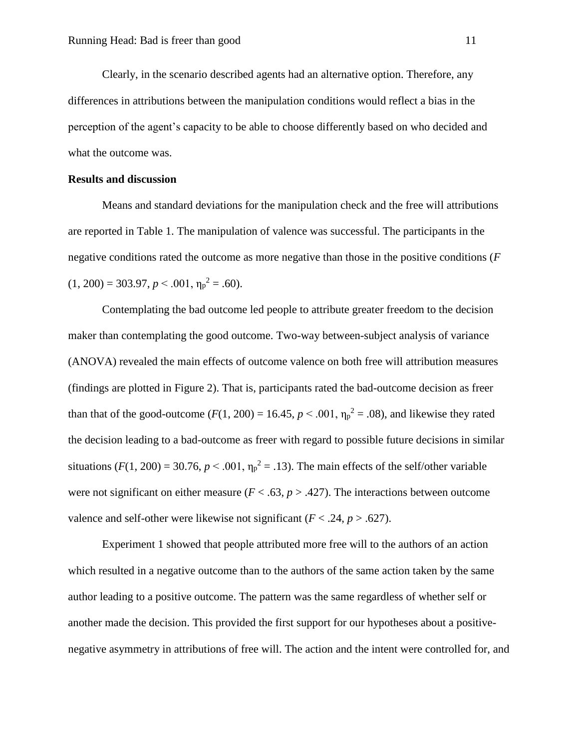Clearly, in the scenario described agents had an alternative option. Therefore, any differences in attributions between the manipulation conditions would reflect a bias in the perception of the agent's capacity to be able to choose differently based on who decided and what the outcome was.

**Results and discussion**

Means and standard deviations for the manipulation check and the free will attributions are reported in Table 1. The manipulation of valence was successful. The participants in the negative conditions rated the outcome as more negative than those in the positive conditions ($F$ $(1, 200) = 303.97$, $p < .001$, $\eta_p^2 = .60$).

Contemplating the bad outcome led people to attribute greater freedom to the decision maker than contemplating the good outcome. Two-way between-subject analysis of variance (ANOVA) revealed the main effects of outcome valence on both free will attribution measures (findings are plotted in Figure 2). That is, participants rated the bad-outcome decision as freer than that of the good-outcome ($F(1, 200) = 16.45$, $p < .001$, $\eta_p^2 = .08$), and likewise they rated the decision leading to a bad-outcome as freer with regard to possible future decisions in similar situations ($F(1, 200) = 30.76$, $p < .001$, $\eta_p^2 = .13$). The main effects of the self/other variable were not significant on either measure ($F < .63$, $p > .427$). The interactions between outcome valence and self-other were likewise not significant ($F < .24$, $p > .627$).

Experiment 1 showed that people attributed more free will to the authors of an action which resulted in a negative outcome than to the authors of the same action taken by the same author leading to a positive outcome. The pattern was the same regardless of whether self or another made the decision. This provided the first support for our hypotheses about a positive-negative asymmetry in attributions of free will. The action and the intent were controlled for, and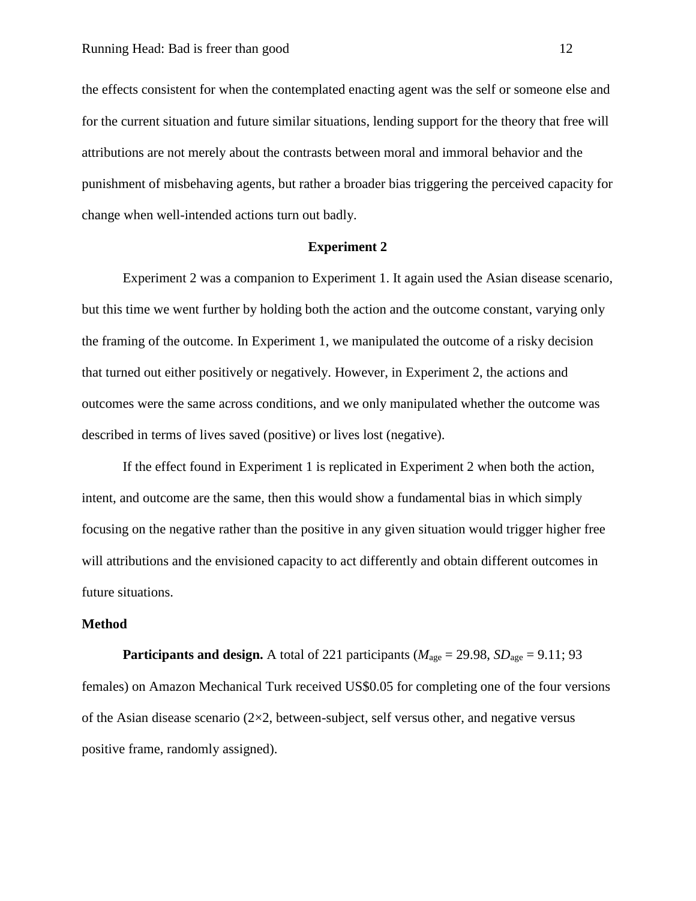the effects consistent for when the contemplated enacting agent was the self or someone else and for the current situation and future similar situations, lending support for the theory that free will attributions are not merely about the contrasts between moral and immoral behavior and the punishment of misbehaving agents, but rather a broader bias triggering the perceived capacity for change when well-intended actions turn out badly.

## Experiment 2

Experiment 2 was a companion to Experiment 1. It again used the Asian disease scenario, but this time we went further by holding both the action and the outcome constant, varying only the framing of the outcome. In Experiment 1, we manipulated the outcome of a risky decision that turned out either positively or negatively. However, in Experiment 2, the actions and outcomes were the same across conditions, and we only manipulated whether the outcome was described in terms of lives saved (positive) or lives lost (negative).

If the effect found in Experiment 1 is replicated in Experiment 2 when both the action, intent, and outcome are the same, then this would show a fundamental bias in which simply focusing on the negative rather than the positive in any given situation would trigger higher free will attributions and the envisioned capacity to act differently and obtain different outcomes in future situations.

### Method

**Participants and design.** A total of 221 participants ($M_{\text{age}}$ = 29.98, $SD_{\text{age}}$ = 9.11; 93 females) on Amazon Mechanical Turk received US$0.05 for completing one of the four versions of the Asian disease scenario (2×2, between-subject, self versus other, and negative versus positive frame, randomly assigned).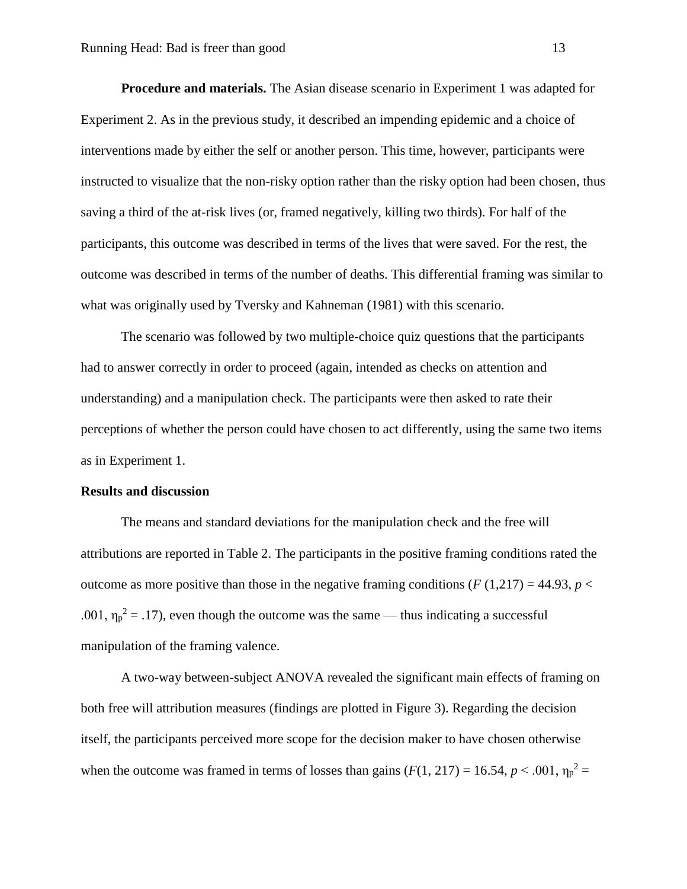**Procedure and materials.** The Asian disease scenario in Experiment 1 was adapted for Experiment 2. As in the previous study, it described an impending epidemic and a choice of interventions made by either the self or another person. This time, however, participants were instructed to visualize that the non-risky option rather than the risky option had been chosen, thus saving a third of the at-risk lives (or, framed negatively, killing two thirds). For half of the participants, this outcome was described in terms of the lives that were saved. For the rest, the outcome was described in terms of the number of deaths. This differential framing was similar to what was originally used by Tversky and Kahneman (1981) with this scenario.

The scenario was followed by two multiple-choice quiz questions that the participants had to answer correctly in order to proceed (again, intended as checks on attention and understanding) and a manipulation check. The participants were then asked to rate their perceptions of whether the person could have chosen to act differently, using the same two items as in Experiment 1.

## Results and discussion

The means and standard deviations for the manipulation check and the free will attributions are reported in Table 2. The participants in the positive framing conditions rated the outcome as more positive than those in the negative framing conditions ($F\ (1,217) = 44.93$, $p < .001$, $\eta_p^2 = .17$), even though the outcome was the same — thus indicating a successful manipulation of the framing valence.

A two-way between-subject ANOVA revealed the significant main effects of framing on both free will attribution measures (findings are plotted in Figure 3). Regarding the decision itself, the participants perceived more scope for the decision maker to have chosen otherwise when the outcome was framed in terms of losses than gains ($F(1, 217) = 16.54$, $p < .001$, $\eta_p^2 =$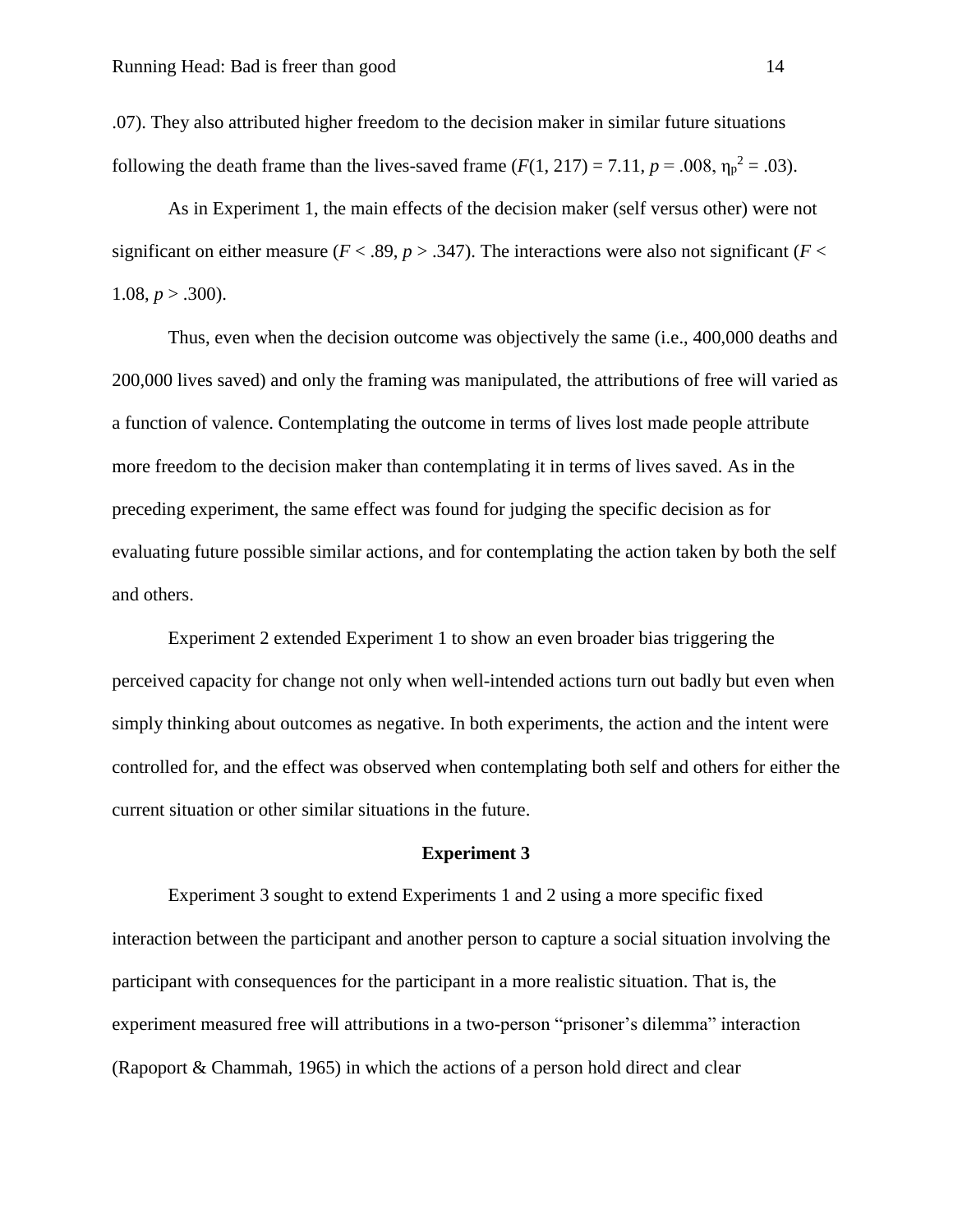.07). They also attributed higher freedom to the decision maker in similar future situations following the death frame than the lives-saved frame ($F(1, 217) = 7.11$, $p = .008$, $\eta_p^2 = .03$).

As in Experiment 1, the main effects of the decision maker (self versus other) were not significant on either measure ($F < .89$, $p > .347$). The interactions were also not significant ($F < 1.08$, $p > .300$).

Thus, even when the decision outcome was objectively the same (i.e., 400,000 deaths and 200,000 lives saved) and only the framing was manipulated, the attributions of free will varied as a function of valence. Contemplating the outcome in terms of lives lost made people attribute more freedom to the decision maker than contemplating it in terms of lives saved. As in the preceding experiment, the same effect was found for judging the specific decision as for evaluating future possible similar actions, and for contemplating the action taken by both the self and others.

Experiment 2 extended Experiment 1 to show an even broader bias triggering the perceived capacity for change not only when well-intended actions turn out badly but even when simply thinking about outcomes as negative. In both experiments, the action and the intent were controlled for, and the effect was observed when contemplating both self and others for either the current situation or other similar situations in the future.

## Experiment 3

Experiment 3 sought to extend Experiments 1 and 2 using a more specific fixed interaction between the participant and another person to capture a social situation involving the participant with consequences for the participant in a more realistic situation. That is, the experiment measured free will attributions in a two-person "prisoner's dilemma" interaction (Rapoport & Chammah, 1965) in which the actions of a person hold direct and clear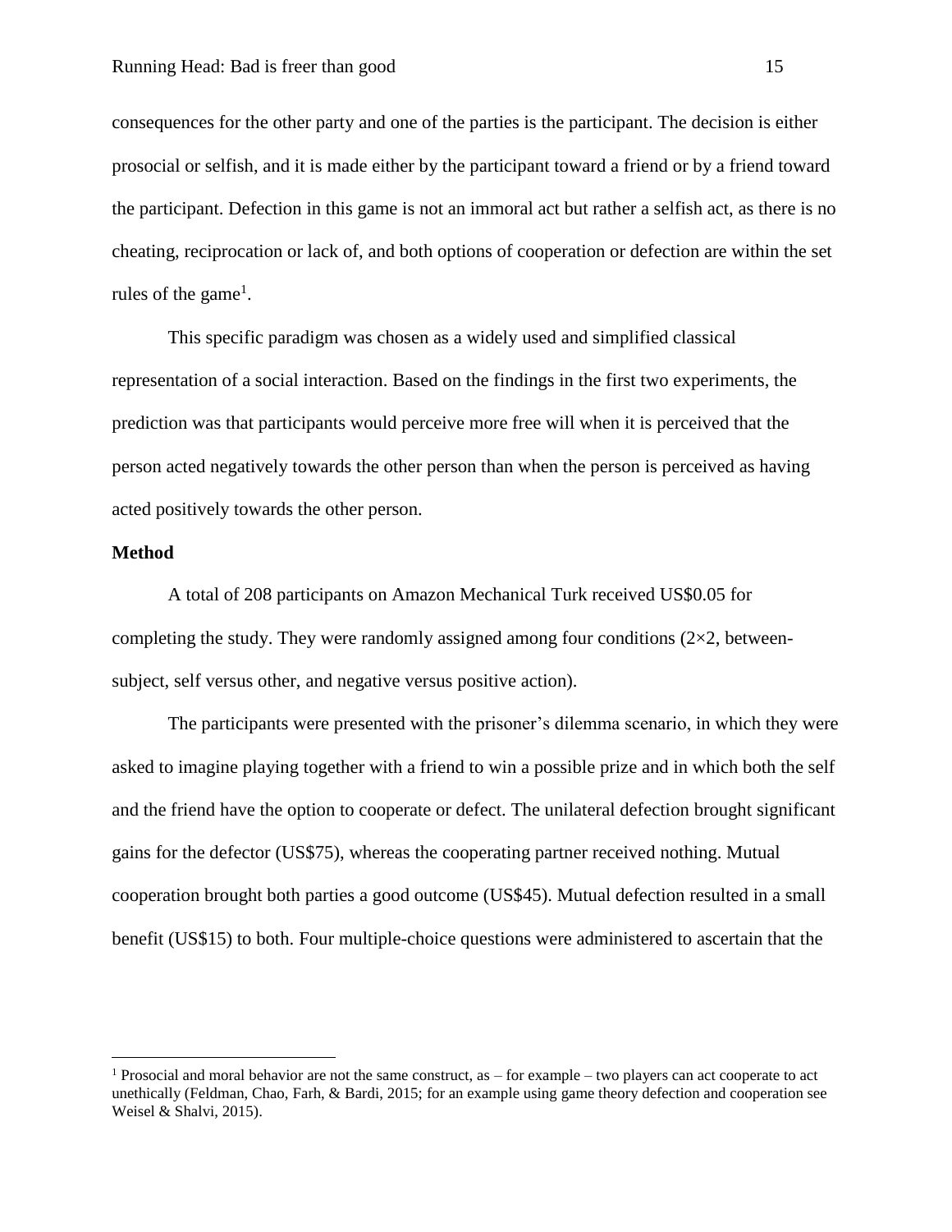consequences for the other party and one of the parties is the participant. The decision is either prosocial or selfish, and it is made either by the participant toward a friend or by a friend toward the participant. Defection in this game is not an immoral act but rather a selfish act, as there is no cheating, reciprocation or lack of, and both options of cooperation or defection are within the set rules of the game[1].

This specific paradigm was chosen as a widely used and simplified classical representation of a social interaction. Based on the findings in the first two experiments, the prediction was that participants would perceive more free will when it is perceived that the person acted negatively towards the other person than when the person is perceived as having acted positively towards the other person.

**Method**

A total of 208 participants on Amazon Mechanical Turk received US$0.05 for completing the study. They were randomly assigned among four conditions (2×2, between-subject, self versus other, and negative versus positive action).

The participants were presented with the prisoner's dilemma scenario, in which they were asked to imagine playing together with a friend to win a possible prize and in which both the self and the friend have the option to cooperate or defect. The unilateral defection brought significant gains for the defector (US$75), whereas the cooperating partner received nothing. Mutual cooperation brought both parties a good outcome (US$45). Mutual defection resulted in a small benefit (US$15) to both. Four multiple-choice questions were administered to ascertain that the

[1] Prosocial and moral behavior are not the same construct, as – for example – two players can act cooperate to act unethically (Feldman, Chao, Farh, & Bardi, 2015; for an example using game theory defection and cooperation see Weisel & Shalvi, 2015).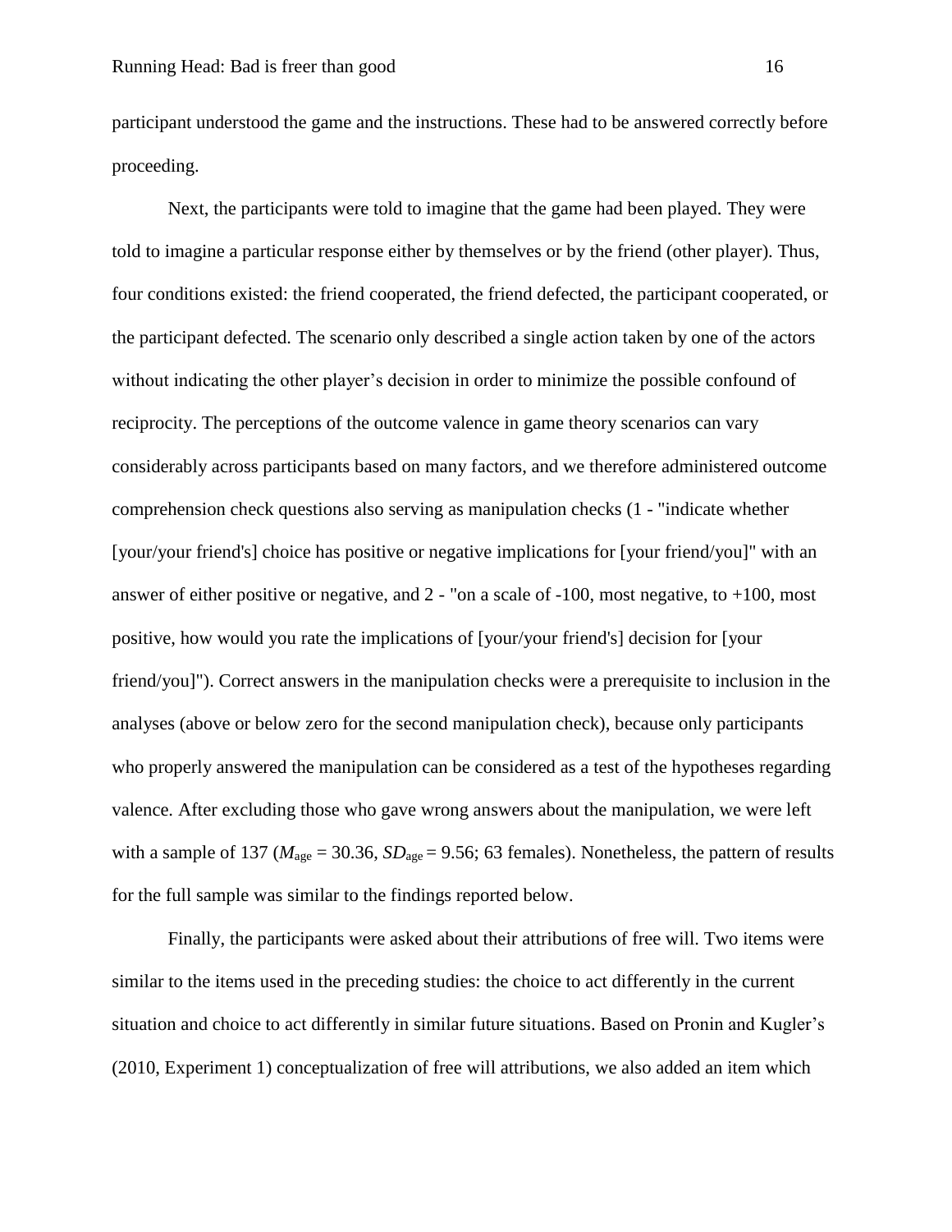participant understood the game and the instructions. These had to be answered correctly before proceeding.

Next, the participants were told to imagine that the game had been played. They were told to imagine a particular response either by themselves or by the friend (other player). Thus, four conditions existed: the friend cooperated, the friend defected, the participant cooperated, or the participant defected. The scenario only described a single action taken by one of the actors without indicating the other player's decision in order to minimize the possible confound of reciprocity. The perceptions of the outcome valence in game theory scenarios can vary considerably across participants based on many factors, and we therefore administered outcome comprehension check questions also serving as manipulation checks (1 - "indicate whether [your/your friend's] choice has positive or negative implications for [your friend/you]" with an answer of either positive or negative, and 2 - "on a scale of -100, most negative, to +100, most positive, how would you rate the implications of [your/your friend's] decision for [your friend/you]"). Correct answers in the manipulation checks were a prerequisite to inclusion in the analyses (above or below zero for the second manipulation check), because only participants who properly answered the manipulation can be considered as a test of the hypotheses regarding valence. After excluding those who gave wrong answers about the manipulation, we were left with a sample of 137 ($M_{age}$ = 30.36, $SD_{age}$ = 9.56; 63 females). Nonetheless, the pattern of results for the full sample was similar to the findings reported below.

Finally, the participants were asked about their attributions of free will. Two items were similar to the items used in the preceding studies: the choice to act differently in the current situation and choice to act differently in similar future situations. Based on Pronin and Kugler's (2010, Experiment 1) conceptualization of free will attributions, we also added an item which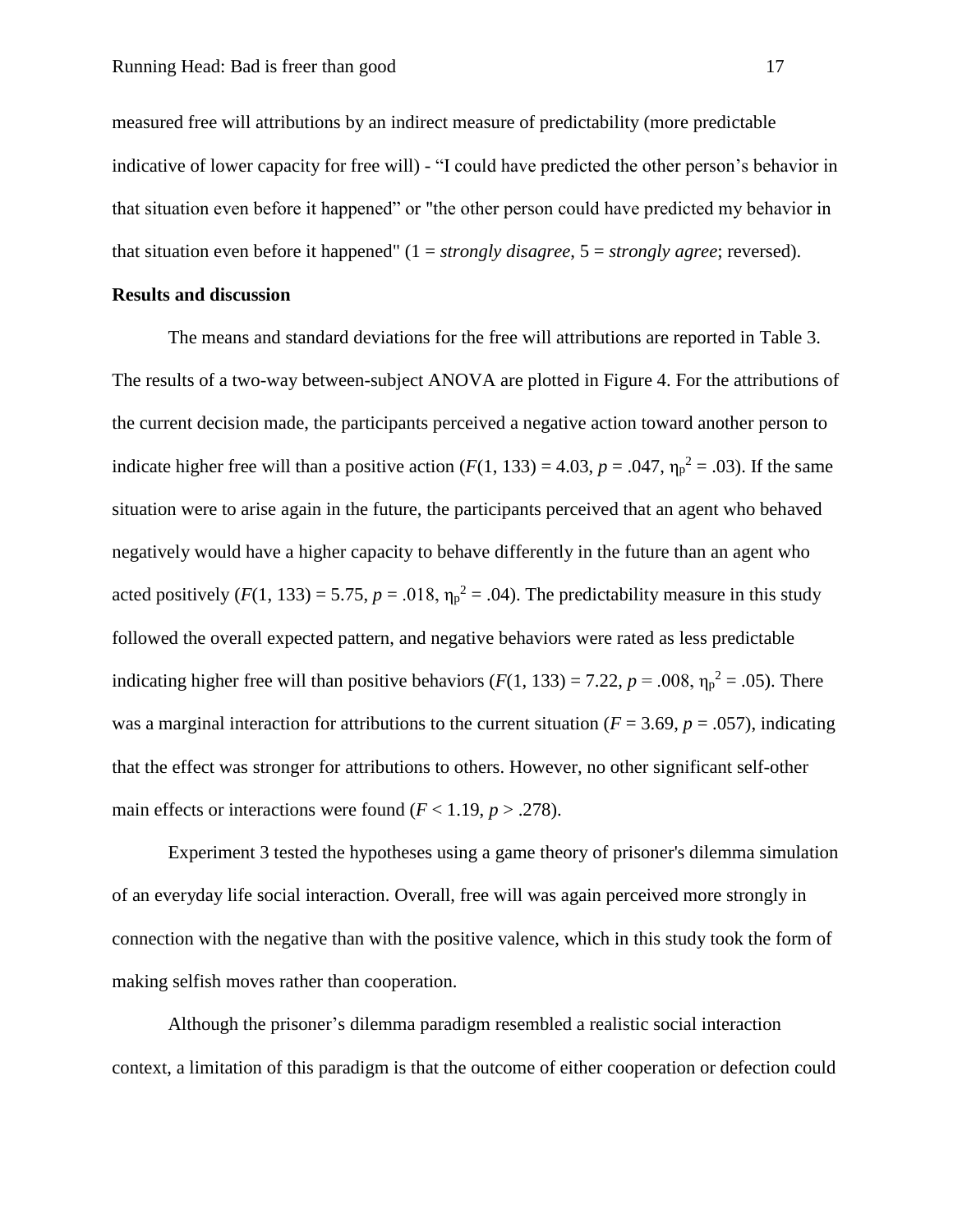measured free will attributions by an indirect measure of predictability (more predictable indicative of lower capacity for free will) - “I could have predicted the other person’s behavior in that situation even before it happened” or "the other person could have predicted my behavior in that situation even before it happened" (1 = *strongly disagree*, 5 = *strongly agree*; reversed).

**Results and discussion**

The means and standard deviations for the free will attributions are reported in Table 3. The results of a two-way between-subject ANOVA are plotted in Figure 4. For the attributions of the current decision made, the participants perceived a negative action toward another person to indicate higher free will than a positive action ($F(1, 133) = 4.03$, $p = .047$, $\eta_p^2 = .03$). If the same situation were to arise again in the future, the participants perceived that an agent who behaved negatively would have a higher capacity to behave differently in the future than an agent who acted positively ($F(1, 133) = 5.75$, $p = .018$, $\eta_p^2 = .04$). The predictability measure in this study followed the overall expected pattern, and negative behaviors were rated as less predictable indicating higher free will than positive behaviors ($F(1, 133) = 7.22$, $p = .008$, $\eta_p^2 = .05$). There was a marginal interaction for attributions to the current situation ($F = 3.69$, $p = .057$), indicating that the effect was stronger for attributions to others. However, no other significant self-other main effects or interactions were found ($F < 1.19$, $p > .278$).

Experiment 3 tested the hypotheses using a game theory of prisoner's dilemma simulation of an everyday life social interaction. Overall, free will was again perceived more strongly in connection with the negative than with the positive valence, which in this study took the form of making selfish moves rather than cooperation.

Although the prisoner’s dilemma paradigm resembled a realistic social interaction context, a limitation of this paradigm is that the outcome of either cooperation or defection could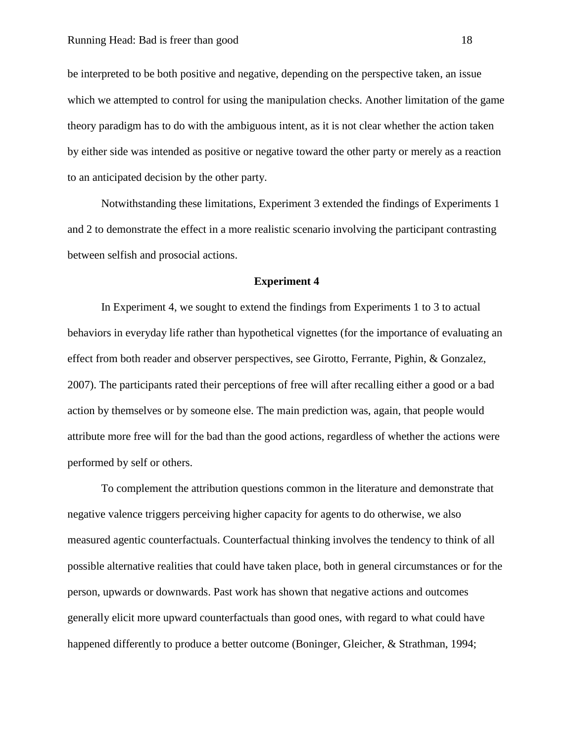be interpreted to be both positive and negative, depending on the perspective taken, an issue which we attempted to control for using the manipulation checks. Another limitation of the game theory paradigm has to do with the ambiguous intent, as it is not clear whether the action taken by either side was intended as positive or negative toward the other party or merely as a reaction to an anticipated decision by the other party.

Notwithstanding these limitations, Experiment 3 extended the findings of Experiments 1 and 2 to demonstrate the effect in a more realistic scenario involving the participant contrasting between selfish and prosocial actions.

## Experiment 4

In Experiment 4, we sought to extend the findings from Experiments 1 to 3 to actual behaviors in everyday life rather than hypothetical vignettes (for the importance of evaluating an effect from both reader and observer perspectives, see Girotto, Ferrante, Pighin, & Gonzalez, 2007). The participants rated their perceptions of free will after recalling either a good or a bad action by themselves or by someone else. The main prediction was, again, that people would attribute more free will for the bad than the good actions, regardless of whether the actions were performed by self or others.

To complement the attribution questions common in the literature and demonstrate that negative valence triggers perceiving higher capacity for agents to do otherwise, we also measured agentic counterfactuals. Counterfactual thinking involves the tendency to think of all possible alternative realities that could have taken place, both in general circumstances or for the person, upwards or downwards. Past work has shown that negative actions and outcomes generally elicit more upward counterfactuals than good ones, with regard to what could have happened differently to produce a better outcome (Boninger, Gleicher, & Strathman, 1994;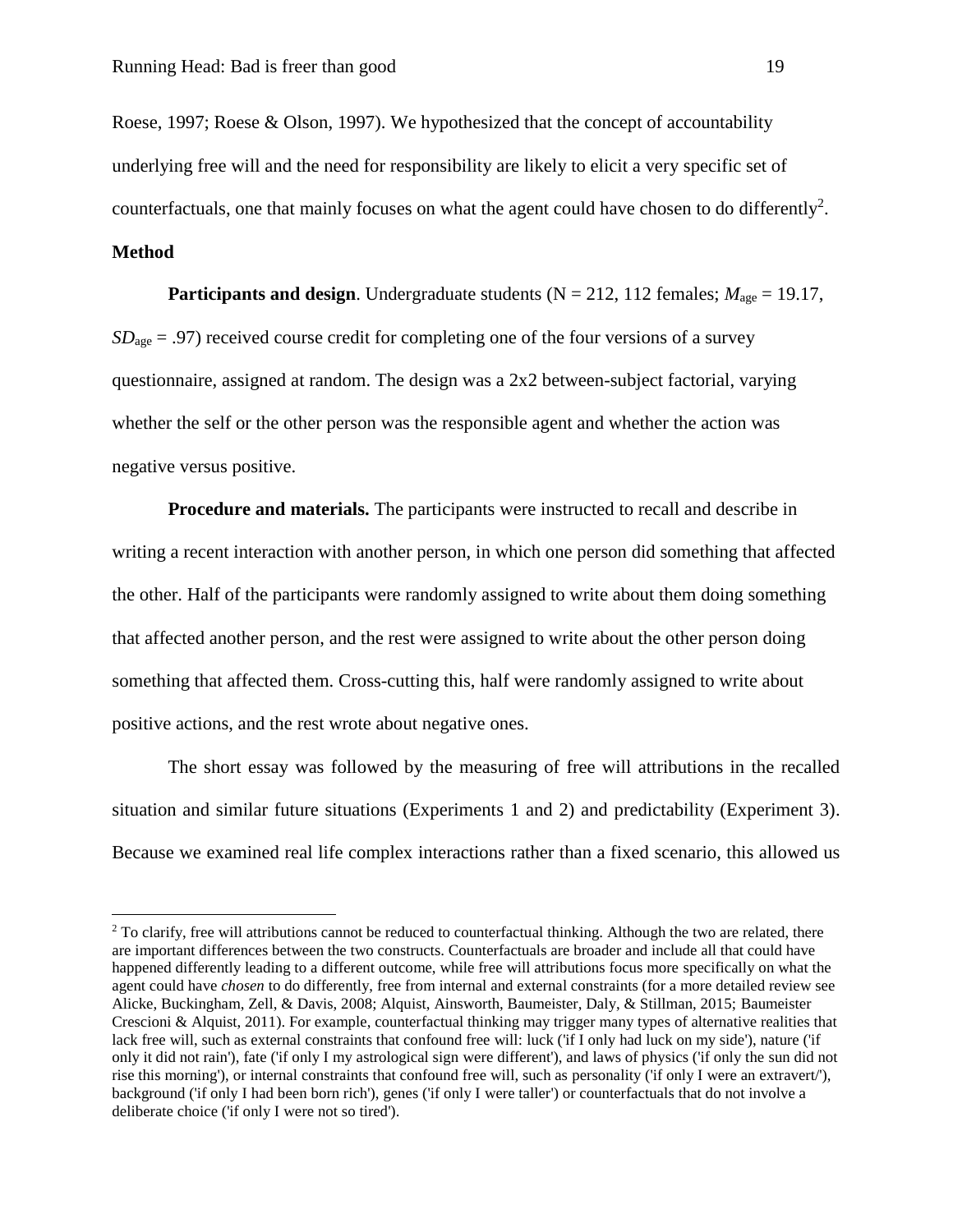Roese, 1997; Roese & Olson, 1997). We hypothesized that the concept of accountability underlying free will and the need for responsibility are likely to elicit a very specific set of counterfactuals, one that mainly focuses on what the agent could have chosen to do differently[2].

**Method**

**Participants and design**. Undergraduate students (N = 212, 112 females; $M_{age}$ = 19.17, $SD_{age}$ = .97) received course credit for completing one of the four versions of a survey questionnaire, assigned at random. The design was a 2x2 between-subject factorial, varying whether the self or the other person was the responsible agent and whether the action was negative versus positive.

**Procedure and materials.** The participants were instructed to recall and describe in writing a recent interaction with another person, in which one person did something that affected the other. Half of the participants were randomly assigned to write about them doing something that affected another person, and the rest were assigned to write about the other person doing something that affected them. Cross-cutting this, half were randomly assigned to write about positive actions, and the rest wrote about negative ones.

The short essay was followed by the measuring of free will attributions in the recalled situation and similar future situations (Experiments 1 and 2) and predictability (Experiment 3). Because we examined real life complex interactions rather than a fixed scenario, this allowed us

---

[2] To clarify, free will attributions cannot be reduced to counterfactual thinking. Although the two are related, there are important differences between the two constructs. Counterfactuals are broader and include all that could have happened differently leading to a different outcome, while free will attributions focus more specifically on what the agent could have *chosen* to do differently, free from internal and external constraints (for a more detailed review see Alicke, Buckingham, Zell, & Davis, 2008; Alquist, Ainsworth, Baumeister, Daly, & Stillman, 2015; Baumeister Crescioni & Alquist, 2011). For example, counterfactual thinking may trigger many types of alternative realities that lack free will, such as external constraints that confound free will: luck ('if I only had luck on my side'), nature ('if only it did not rain'), fate ('if only I my astrological sign were different'), and laws of physics ('if only the sun did not rise this morning'), or internal constraints that confound free will, such as personality ('if only I were an extravert/'), background ('if only I had been born rich'), genes ('if only I were taller') or counterfactuals that do not involve a deliberate choice ('if only I were not so tired').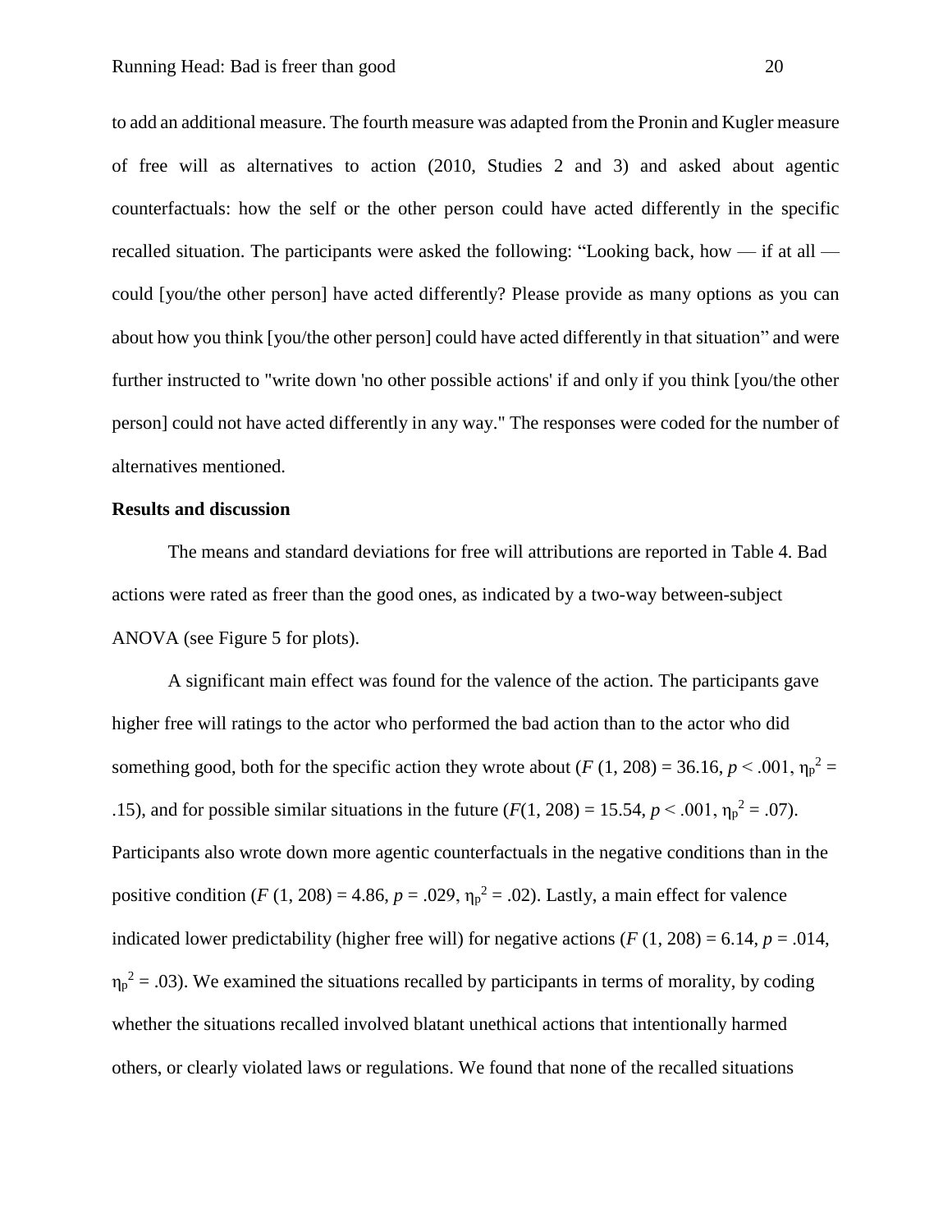to add an additional measure. The fourth measure was adapted from the Pronin and Kugler measure of free will as alternatives to action (2010, Studies 2 and 3) and asked about agentic counterfactuals: how the self or the other person could have acted differently in the specific recalled situation. The participants were asked the following: “Looking back, how — if at all — could [you/the other person] have acted differently? Please provide as many options as you can about how you think [you/the other person] could have acted differently in that situation” and were further instructed to "write down 'no other possible actions' if and only if you think [you/the other person] could not have acted differently in any way." The responses were coded for the number of alternatives mentioned.

**Results and discussion**

The means and standard deviations for free will attributions are reported in Table 4. Bad actions were rated as freer than the good ones, as indicated by a two-way between-subject ANOVA (see Figure 5 for plots).

A significant main effect was found for the valence of the action. The participants gave higher free will ratings to the actor who performed the bad action than to the actor who did something good, both for the specific action they wrote about ($F$ (1, 208) = 36.16, $p < .001$, $\eta_p^2 =$ .15), and for possible similar situations in the future ($F(1, 208) = 15.54$, $p < .001$, $\eta_p^2 = .07$). Participants also wrote down more agentic counterfactuals in the negative conditions than in the positive condition ($F$ (1, 208) = 4.86, $p = .029$, $\eta_p^2 = .02$). Lastly, a main effect for valence indicated lower predictability (higher free will) for negative actions ($F$ (1, 208) = 6.14, $p = .014$, $\eta_p^2 = .03$). We examined the situations recalled by participants in terms of morality, by coding whether the situations recalled involved blatant unethical actions that intentionally harmed others, or clearly violated laws or regulations. We found that none of the recalled situations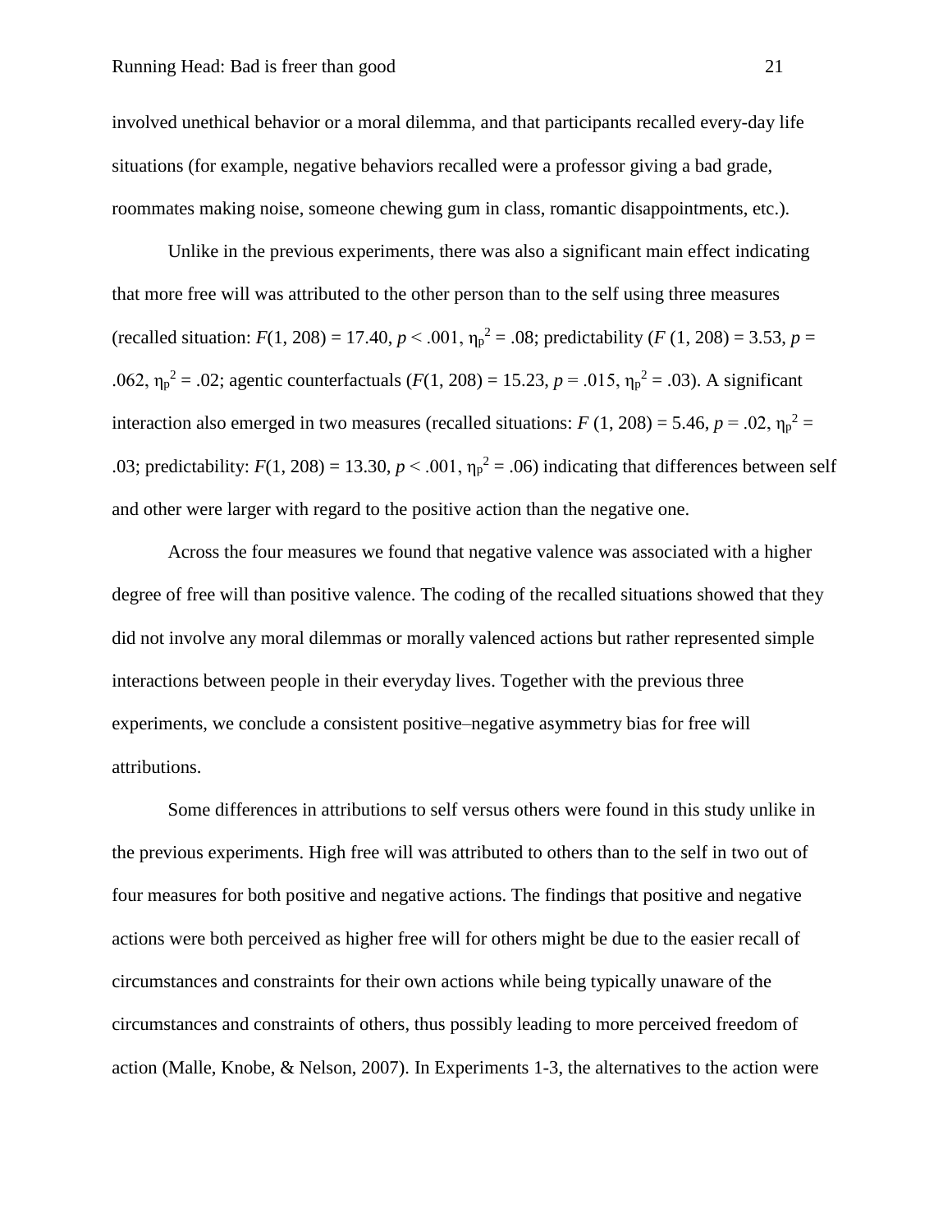involved unethical behavior or a moral dilemma, and that participants recalled every-day life situations (for example, negative behaviors recalled were a professor giving a bad grade, roommates making noise, someone chewing gum in class, romantic disappointments, etc.).

Unlike in the previous experiments, there was also a significant main effect indicating that more free will was attributed to the other person than to the self using three measures (recalled situation: $F(1, 208) = 17.40$, $p < .001$, $\eta_p^2 = .08$; predictability ($F$ (1, 208) = 3.53, $p$ = .062, $\eta_p^2 = .02$; agentic counterfactuals ($F(1, 208) = 15.23$, $p = .015$, $\eta_p^2 = .03$). A significant interaction also emerged in two measures (recalled situations: $F$ (1, 208) = 5.46, $p = .02$, $\eta_p^2$ = .03; predictability: $F(1, 208) = 13.30$, $p < .001$, $\eta_p^2 = .06$) indicating that differences between self and other were larger with regard to the positive action than the negative one.

Across the four measures we found that negative valence was associated with a higher degree of free will than positive valence. The coding of the recalled situations showed that they did not involve any moral dilemmas or morally valenced actions but rather represented simple interactions between people in their everyday lives. Together with the previous three experiments, we conclude a consistent positive–negative asymmetry bias for free will attributions.

Some differences in attributions to self versus others were found in this study unlike in the previous experiments. High free will was attributed to others than to the self in two out of four measures for both positive and negative actions. The findings that positive and negative actions were both perceived as higher free will for others might be due to the easier recall of circumstances and constraints for their own actions while being typically unaware of the circumstances and constraints of others, thus possibly leading to more perceived freedom of action (Malle, Knobe, & Nelson, 2007). In Experiments 1-3, the alternatives to the action were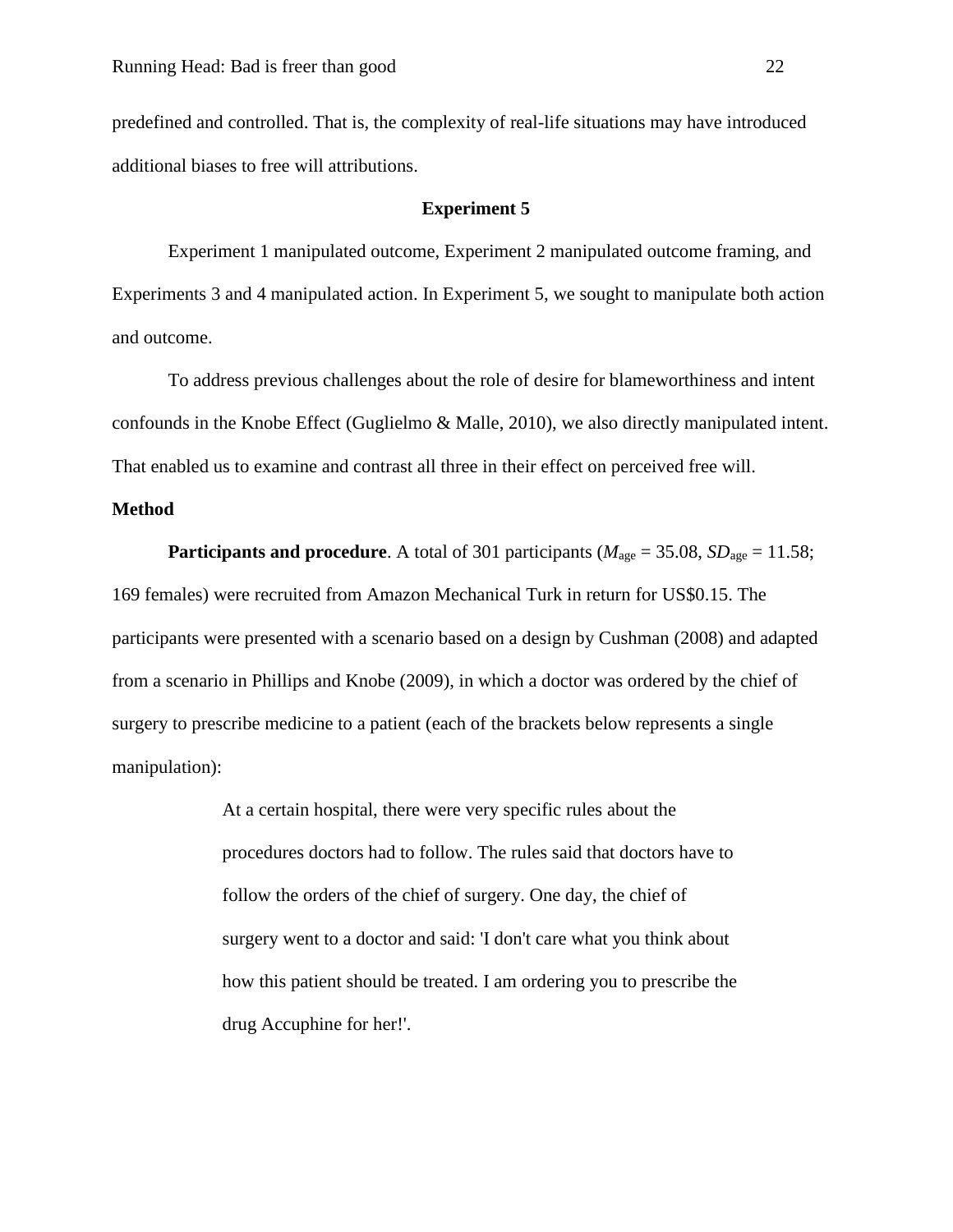predefined and controlled. That is, the complexity of real-life situations may have introduced additional biases to free will attributions.

## Experiment 5

Experiment 1 manipulated outcome, Experiment 2 manipulated outcome framing, and Experiments 3 and 4 manipulated action. In Experiment 5, we sought to manipulate both action and outcome.

To address previous challenges about the role of desire for blameworthiness and intent confounds in the Knobe Effect (Guglielmo & Malle, 2010), we also directly manipulated intent. That enabled us to examine and contrast all three in their effect on perceived free will.

### Method

**Participants and procedure**. A total of 301 participants ($M_{age}$ = 35.08, $SD_{age}$ = 11.58; 169 females) were recruited from Amazon Mechanical Turk in return for US$0.15. The participants were presented with a scenario based on a design by Cushman (2008) and adapted from a scenario in Phillips and Knobe (2009), in which a doctor was ordered by the chief of surgery to prescribe medicine to a patient (each of the brackets below represents a single manipulation):

> At a certain hospital, there were very specific rules about the procedures doctors had to follow. The rules said that doctors have to follow the orders of the chief of surgery. One day, the chief of surgery went to a doctor and said: 'I don't care what you think about how this patient should be treated. I am ordering you to prescribe the drug Accuphine for her!'.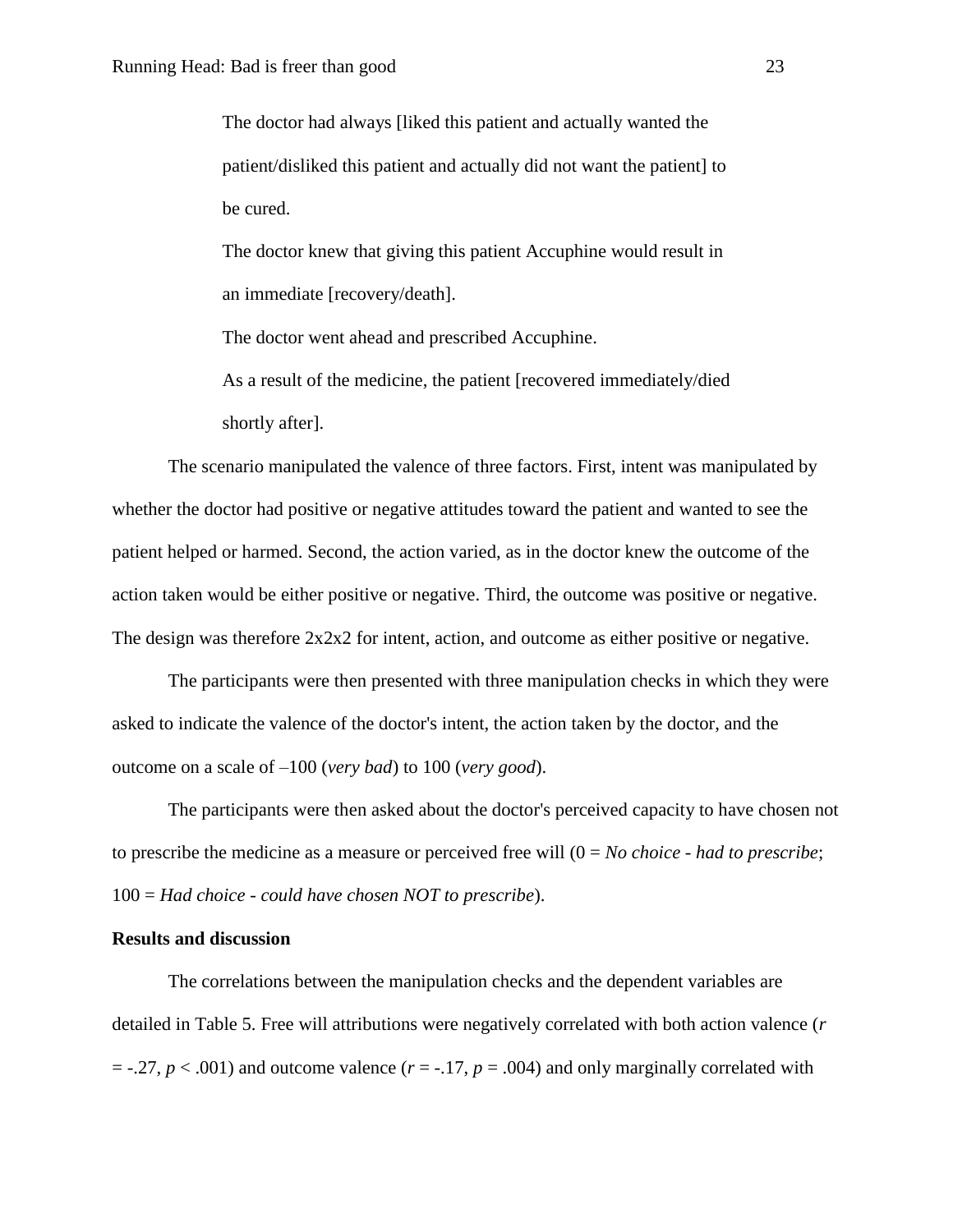> The doctor had always [liked this patient and actually wanted the patient/disliked this patient and actually did not want the patient] to be cured.
>
> The doctor knew that giving this patient Accuphine would result in an immediate [recovery/death].
>
> The doctor went ahead and prescribed Accuphine.
>
> As a result of the medicine, the patient [recovered immediately/died shortly after].

The scenario manipulated the valence of three factors. First, intent was manipulated by whether the doctor had positive or negative attitudes toward the patient and wanted to see the patient helped or harmed. Second, the action varied, as in the doctor knew the outcome of the action taken would be either positive or negative. Third, the outcome was positive or negative. The design was therefore 2x2x2 for intent, action, and outcome as either positive or negative.

The participants were then presented with three manipulation checks in which they were asked to indicate the valence of the doctor's intent, the action taken by the doctor, and the outcome on a scale of –100 (*very bad*) to 100 (*very good*).

The participants were then asked about the doctor's perceived capacity to have chosen not to prescribe the medicine as a measure or perceived free will (0 = *No choice - had to prescribe*; 100 = *Had choice - could have chosen NOT to prescribe*).

**Results and discussion**

The correlations between the manipulation checks and the dependent variables are detailed in Table 5. Free will attributions were negatively correlated with both action valence ($r = -.27$, $p < .001$) and outcome valence ($r = -.17$, $p = .004$) and only marginally correlated with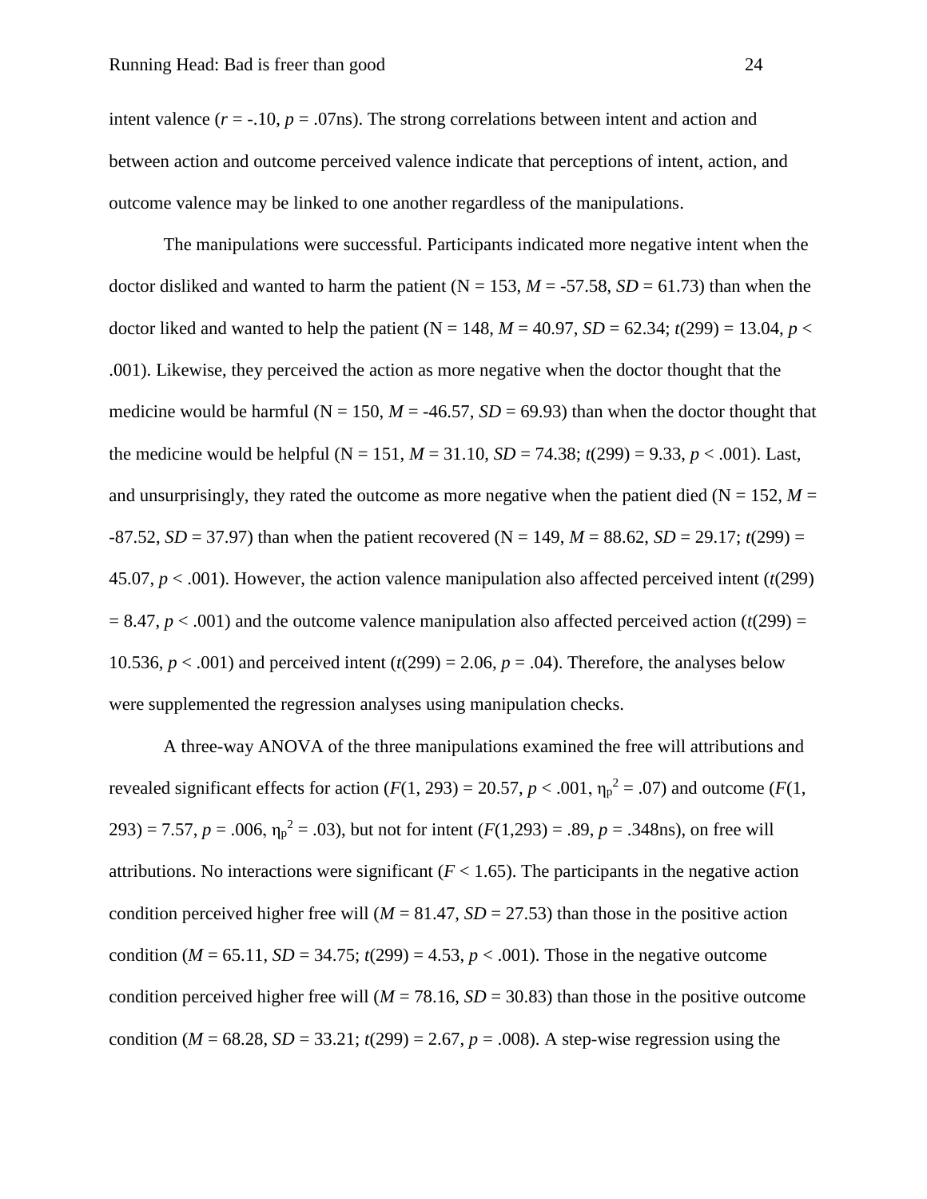intent valence ($r = -.10$, $p = .07$ns). The strong correlations between intent and action and between action and outcome perceived valence indicate that perceptions of intent, action, and outcome valence may be linked to one another regardless of the manipulations.

The manipulations were successful. Participants indicated more negative intent when the doctor disliked and wanted to harm the patient (N = 153, $M = -57.58$, $SD = 61.73$) than when the doctor liked and wanted to help the patient (N = 148, $M = 40.97$, $SD = 62.34$; $t(299) = 13.04$, $p < .001$). Likewise, they perceived the action as more negative when the doctor thought that the medicine would be harmful (N = 150, $M = -46.57$, $SD = 69.93$) than when the doctor thought that the medicine would be helpful (N = 151, $M = 31.10$, $SD = 74.38$; $t(299) = 9.33$, $p < .001$). Last, and unsurprisingly, they rated the outcome as more negative when the patient died (N = 152, $M = -87.52$, $SD = 37.97$) than when the patient recovered (N = 149, $M = 88.62$, $SD = 29.17$; $t(299) = 45.07$, $p < .001$). However, the action valence manipulation also affected perceived intent ($t(299) = 8.47$, $p < .001$) and the outcome valence manipulation also affected perceived action ($t(299) = 10.536$, $p < .001$) and perceived intent ($t(299) = 2.06$, $p = .04$). Therefore, the analyses below were supplemented the regression analyses using manipulation checks.

A three-way ANOVA of the three manipulations examined the free will attributions and revealed significant effects for action ($F(1, 293) = 20.57$, $p < .001$, $\eta_p^2 = .07$) and outcome ($F(1, 293) = 7.57$, $p = .006$, $\eta_p^2 = .03$), but not for intent ($F(1,293) = .89$, $p = .348$ns), on free will attributions. No interactions were significant ($F < 1.65$). The participants in the negative action condition perceived higher free will ($M = 81.47$, $SD = 27.53$) than those in the positive action condition ($M = 65.11$, $SD = 34.75$; $t(299) = 4.53$, $p < .001$). Those in the negative outcome condition perceived higher free will ($M = 78.16$, $SD = 30.83$) than those in the positive outcome condition ($M = 68.28$, $SD = 33.21$; $t(299) = 2.67$, $p = .008$). A step-wise regression using the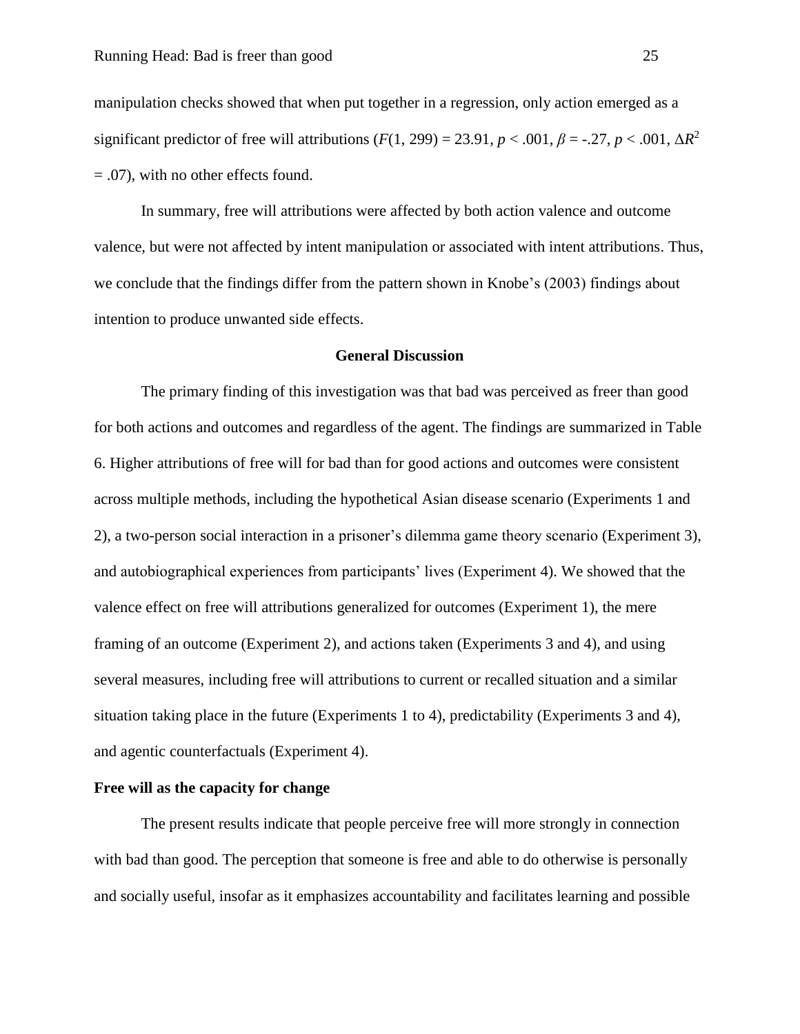manipulation checks showed that when put together in a regression, only action emerged as a significant predictor of free will attributions ($F(1, 299) = 23.91$, $p < .001$, $\beta = -.27$, $p < .001$, $\Delta R^2 = .07$), with no other effects found.

In summary, free will attributions were affected by both action valence and outcome valence, but were not affected by intent manipulation or associated with intent attributions. Thus, we conclude that the findings differ from the pattern shown in Knobe's (2003) findings about intention to produce unwanted side effects.

## General Discussion

The primary finding of this investigation was that bad was perceived as freer than good for both actions and outcomes and regardless of the agent. The findings are summarized in Table 6. Higher attributions of free will for bad than for good actions and outcomes were consistent across multiple methods, including the hypothetical Asian disease scenario (Experiments 1 and 2), a two-person social interaction in a prisoner's dilemma game theory scenario (Experiment 3), and autobiographical experiences from participants' lives (Experiment 4). We showed that the valence effect on free will attributions generalized for outcomes (Experiment 1), the mere framing of an outcome (Experiment 2), and actions taken (Experiments 3 and 4), and using several measures, including free will attributions to current or recalled situation and a similar situation taking place in the future (Experiments 1 to 4), predictability (Experiments 3 and 4), and agentic counterfactuals (Experiment 4).

### Free will as the capacity for change

The present results indicate that people perceive free will more strongly in connection with bad than good. The perception that someone is free and able to do otherwise is personally and socially useful, insofar as it emphasizes accountability and facilitates learning and possible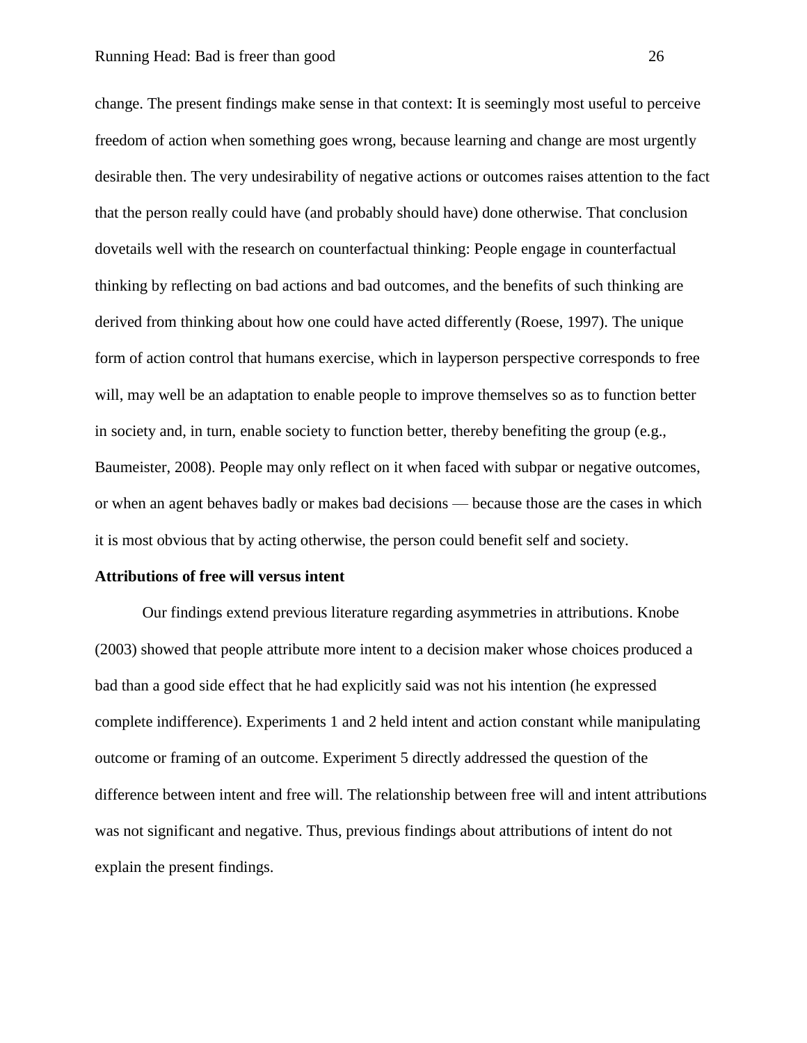change. The present findings make sense in that context: It is seemingly most useful to perceive freedom of action when something goes wrong, because learning and change are most urgently desirable then. The very undesirability of negative actions or outcomes raises attention to the fact that the person really could have (and probably should have) done otherwise. That conclusion dovetails well with the research on counterfactual thinking: People engage in counterfactual thinking by reflecting on bad actions and bad outcomes, and the benefits of such thinking are derived from thinking about how one could have acted differently (Roese, 1997). The unique form of action control that humans exercise, which in layperson perspective corresponds to free will, may well be an adaptation to enable people to improve themselves so as to function better in society and, in turn, enable society to function better, thereby benefiting the group (e.g., Baumeister, 2008). People may only reflect on it when faced with subpar or negative outcomes, or when an agent behaves badly or makes bad decisions — because those are the cases in which it is most obvious that by acting otherwise, the person could benefit self and society.

**Attributions of free will versus intent**

Our findings extend previous literature regarding asymmetries in attributions. Knobe (2003) showed that people attribute more intent to a decision maker whose choices produced a bad than a good side effect that he had explicitly said was not his intention (he expressed complete indifference). Experiments 1 and 2 held intent and action constant while manipulating outcome or framing of an outcome. Experiment 5 directly addressed the question of the difference between intent and free will. The relationship between free will and intent attributions was not significant and negative. Thus, previous findings about attributions of intent do not explain the present findings.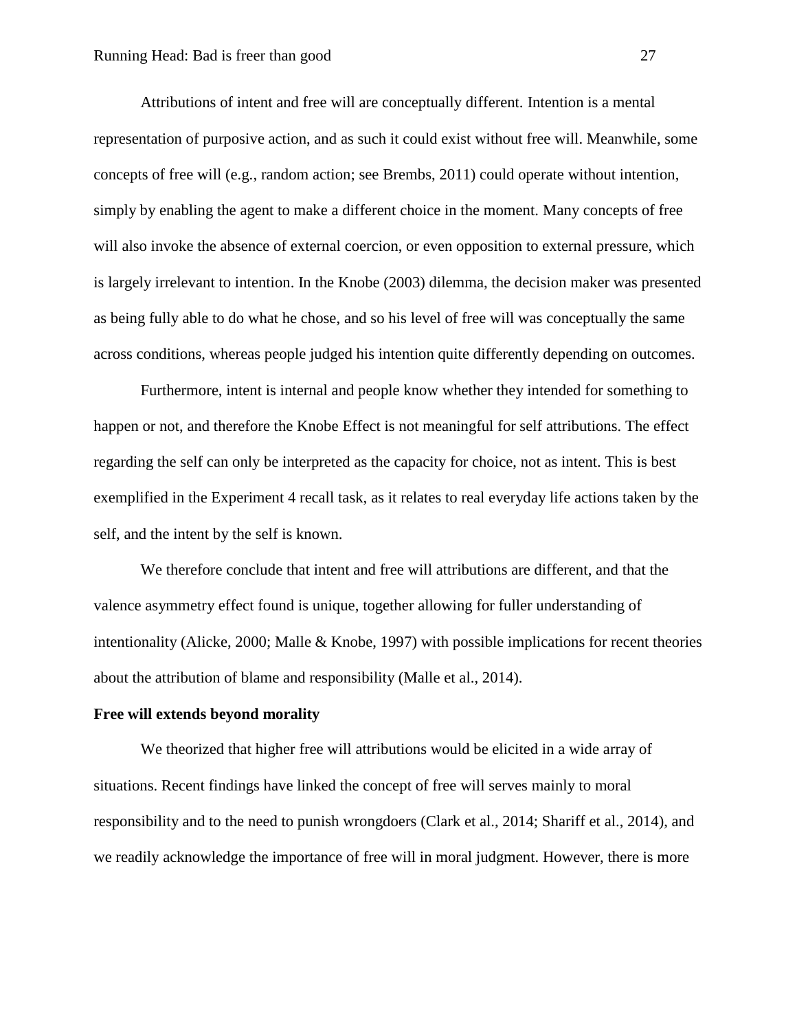Attributions of intent and free will are conceptually different. Intention is a mental representation of purposive action, and as such it could exist without free will. Meanwhile, some concepts of free will (e.g., random action; see Brembs, 2011) could operate without intention, simply by enabling the agent to make a different choice in the moment. Many concepts of free will also invoke the absence of external coercion, or even opposition to external pressure, which is largely irrelevant to intention. In the Knobe (2003) dilemma, the decision maker was presented as being fully able to do what he chose, and so his level of free will was conceptually the same across conditions, whereas people judged his intention quite differently depending on outcomes.

Furthermore, intent is internal and people know whether they intended for something to happen or not, and therefore the Knobe Effect is not meaningful for self attributions. The effect regarding the self can only be interpreted as the capacity for choice, not as intent. This is best exemplified in the Experiment 4 recall task, as it relates to real everyday life actions taken by the self, and the intent by the self is known.

We therefore conclude that intent and free will attributions are different, and that the valence asymmetry effect found is unique, together allowing for fuller understanding of intentionality (Alicke, 2000; Malle & Knobe, 1997) with possible implications for recent theories about the attribution of blame and responsibility (Malle et al., 2014).

**Free will extends beyond morality**

We theorized that higher free will attributions would be elicited in a wide array of situations. Recent findings have linked the concept of free will serves mainly to moral responsibility and to the need to punish wrongdoers (Clark et al., 2014; Shariff et al., 2014), and we readily acknowledge the importance of free will in moral judgment. However, there is more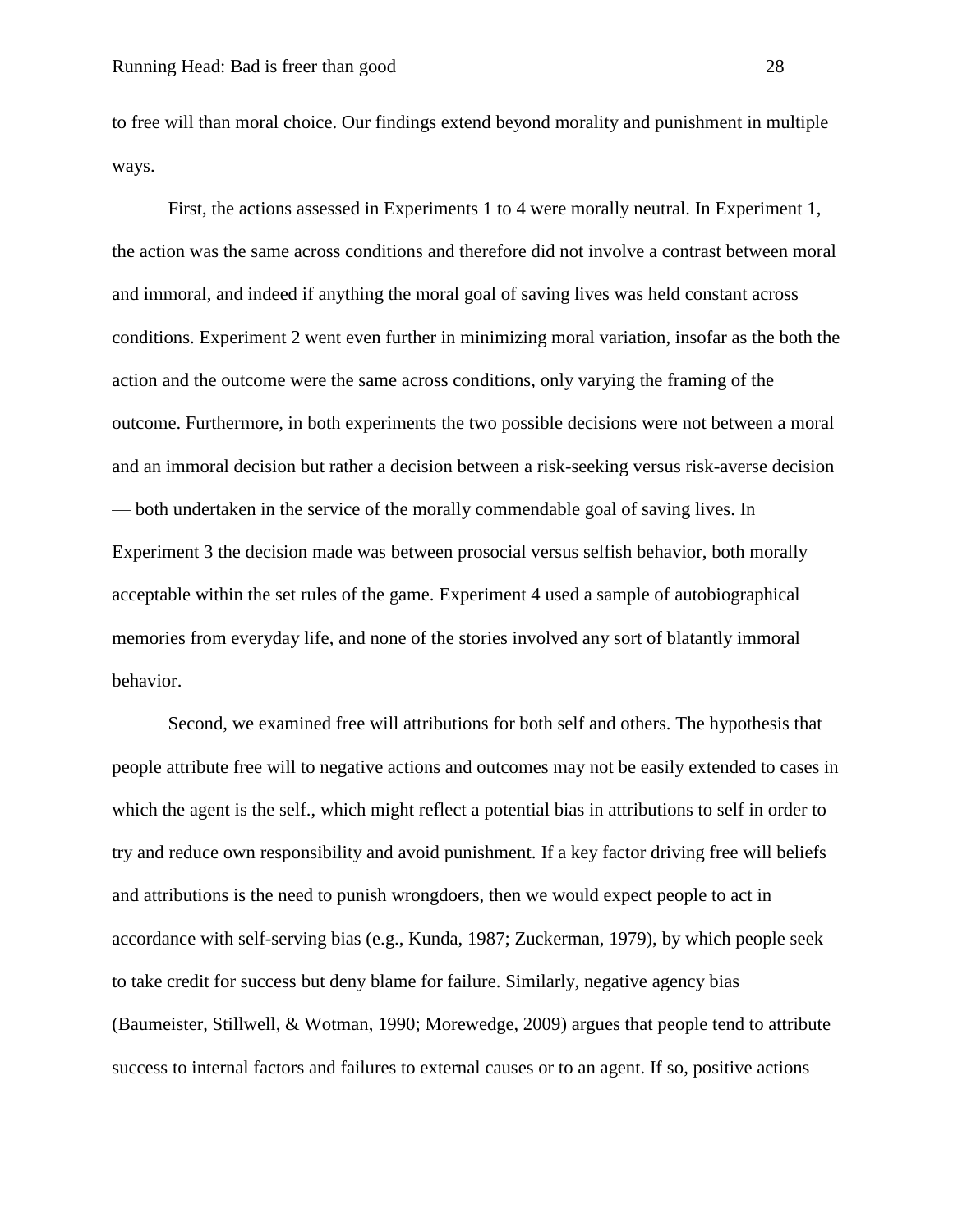to free will than moral choice. Our findings extend beyond morality and punishment in multiple ways.

First, the actions assessed in Experiments 1 to 4 were morally neutral. In Experiment 1, the action was the same across conditions and therefore did not involve a contrast between moral and immoral, and indeed if anything the moral goal of saving lives was held constant across conditions. Experiment 2 went even further in minimizing moral variation, insofar as the both the action and the outcome were the same across conditions, only varying the framing of the outcome. Furthermore, in both experiments the two possible decisions were not between a moral and an immoral decision but rather a decision between a risk-seeking versus risk-averse decision — both undertaken in the service of the morally commendable goal of saving lives. In Experiment 3 the decision made was between prosocial versus selfish behavior, both morally acceptable within the set rules of the game. Experiment 4 used a sample of autobiographical memories from everyday life, and none of the stories involved any sort of blatantly immoral behavior.

Second, we examined free will attributions for both self and others. The hypothesis that people attribute free will to negative actions and outcomes may not be easily extended to cases in which the agent is the self., which might reflect a potential bias in attributions to self in order to try and reduce own responsibility and avoid punishment. If a key factor driving free will beliefs and attributions is the need to punish wrongdoers, then we would expect people to act in accordance with self-serving bias (e.g., Kunda, 1987; Zuckerman, 1979), by which people seek to take credit for success but deny blame for failure. Similarly, negative agency bias (Baumeister, Stillwell, & Wotman, 1990; Morewedge, 2009) argues that people tend to attribute success to internal factors and failures to external causes or to an agent. If so, positive actions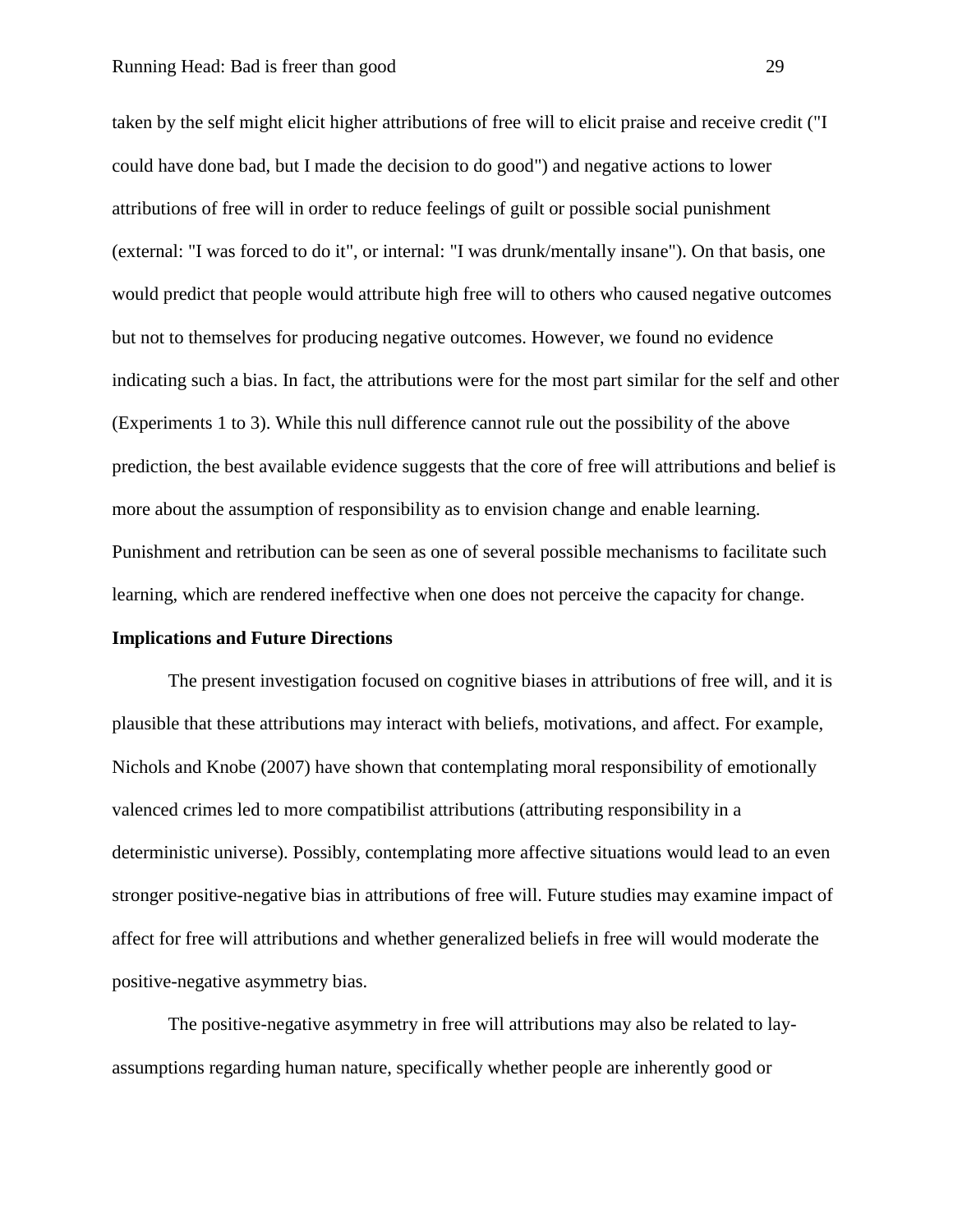taken by the self might elicit higher attributions of free will to elicit praise and receive credit ("I could have done bad, but I made the decision to do good") and negative actions to lower attributions of free will in order to reduce feelings of guilt or possible social punishment (external: "I was forced to do it", or internal: "I was drunk/mentally insane"). On that basis, one would predict that people would attribute high free will to others who caused negative outcomes but not to themselves for producing negative outcomes. However, we found no evidence indicating such a bias. In fact, the attributions were for the most part similar for the self and other (Experiments 1 to 3). While this null difference cannot rule out the possibility of the above prediction, the best available evidence suggests that the core of free will attributions and belief is more about the assumption of responsibility as to envision change and enable learning. Punishment and retribution can be seen as one of several possible mechanisms to facilitate such learning, which are rendered ineffective when one does not perceive the capacity for change.

**Implications and Future Directions**

The present investigation focused on cognitive biases in attributions of free will, and it is plausible that these attributions may interact with beliefs, motivations, and affect. For example, Nichols and Knobe (2007) have shown that contemplating moral responsibility of emotionally valenced crimes led to more compatibilist attributions (attributing responsibility in a deterministic universe). Possibly, contemplating more affective situations would lead to an even stronger positive-negative bias in attributions of free will. Future studies may examine impact of affect for free will attributions and whether generalized beliefs in free will would moderate the positive-negative asymmetry bias.

The positive-negative asymmetry in free will attributions may also be related to lay-assumptions regarding human nature, specifically whether people are inherently good or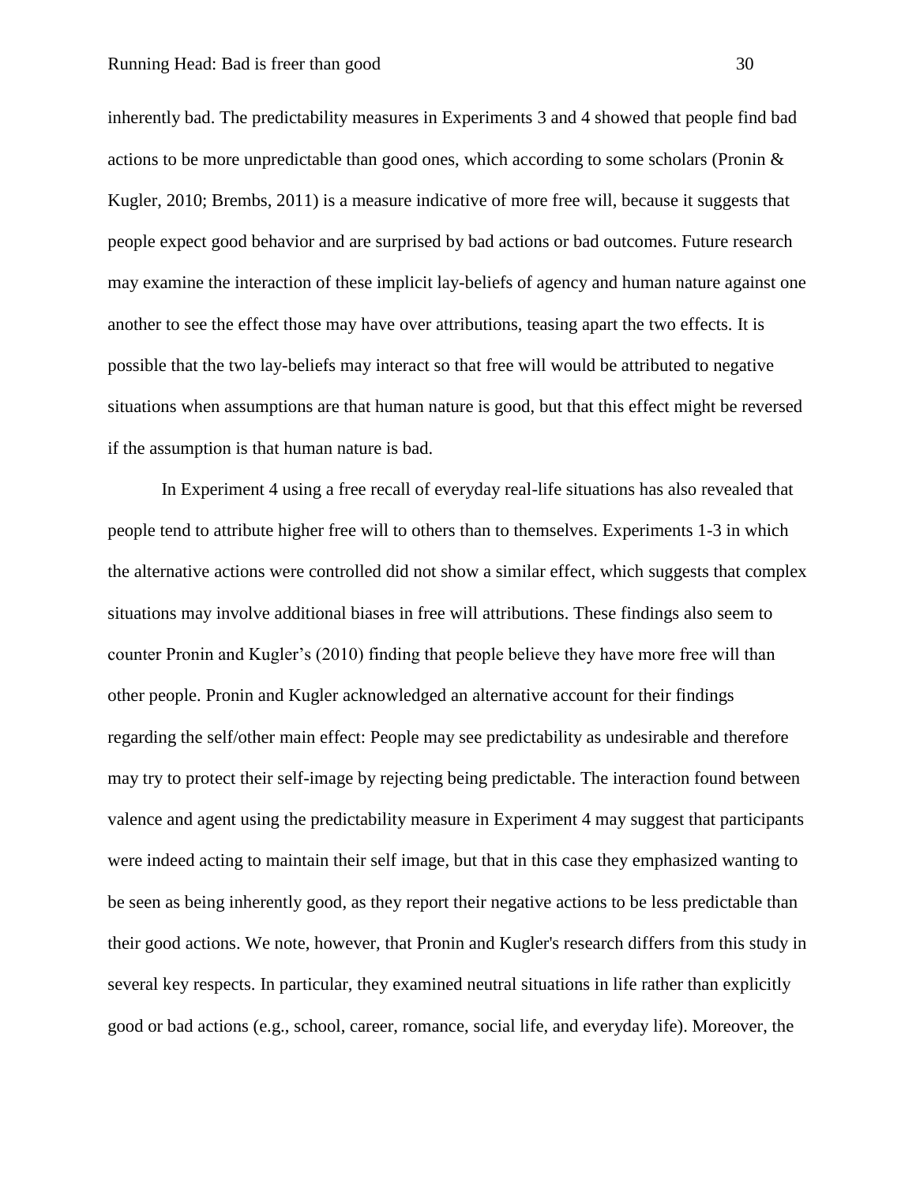inherently bad. The predictability measures in Experiments 3 and 4 showed that people find bad actions to be more unpredictable than good ones, which according to some scholars (Pronin & Kugler, 2010; Brembs, 2011) is a measure indicative of more free will, because it suggests that people expect good behavior and are surprised by bad actions or bad outcomes. Future research may examine the interaction of these implicit lay-beliefs of agency and human nature against one another to see the effect those may have over attributions, teasing apart the two effects. It is possible that the two lay-beliefs may interact so that free will would be attributed to negative situations when assumptions are that human nature is good, but that this effect might be reversed if the assumption is that human nature is bad.

In Experiment 4 using a free recall of everyday real-life situations has also revealed that people tend to attribute higher free will to others than to themselves. Experiments 1-3 in which the alternative actions were controlled did not show a similar effect, which suggests that complex situations may involve additional biases in free will attributions. These findings also seem to counter Pronin and Kugler's (2010) finding that people believe they have more free will than other people. Pronin and Kugler acknowledged an alternative account for their findings regarding the self/other main effect: People may see predictability as undesirable and therefore may try to protect their self-image by rejecting being predictable. The interaction found between valence and agent using the predictability measure in Experiment 4 may suggest that participants were indeed acting to maintain their self image, but that in this case they emphasized wanting to be seen as being inherently good, as they report their negative actions to be less predictable than their good actions. We note, however, that Pronin and Kugler's research differs from this study in several key respects. In particular, they examined neutral situations in life rather than explicitly good or bad actions (e.g., school, career, romance, social life, and everyday life). Moreover, the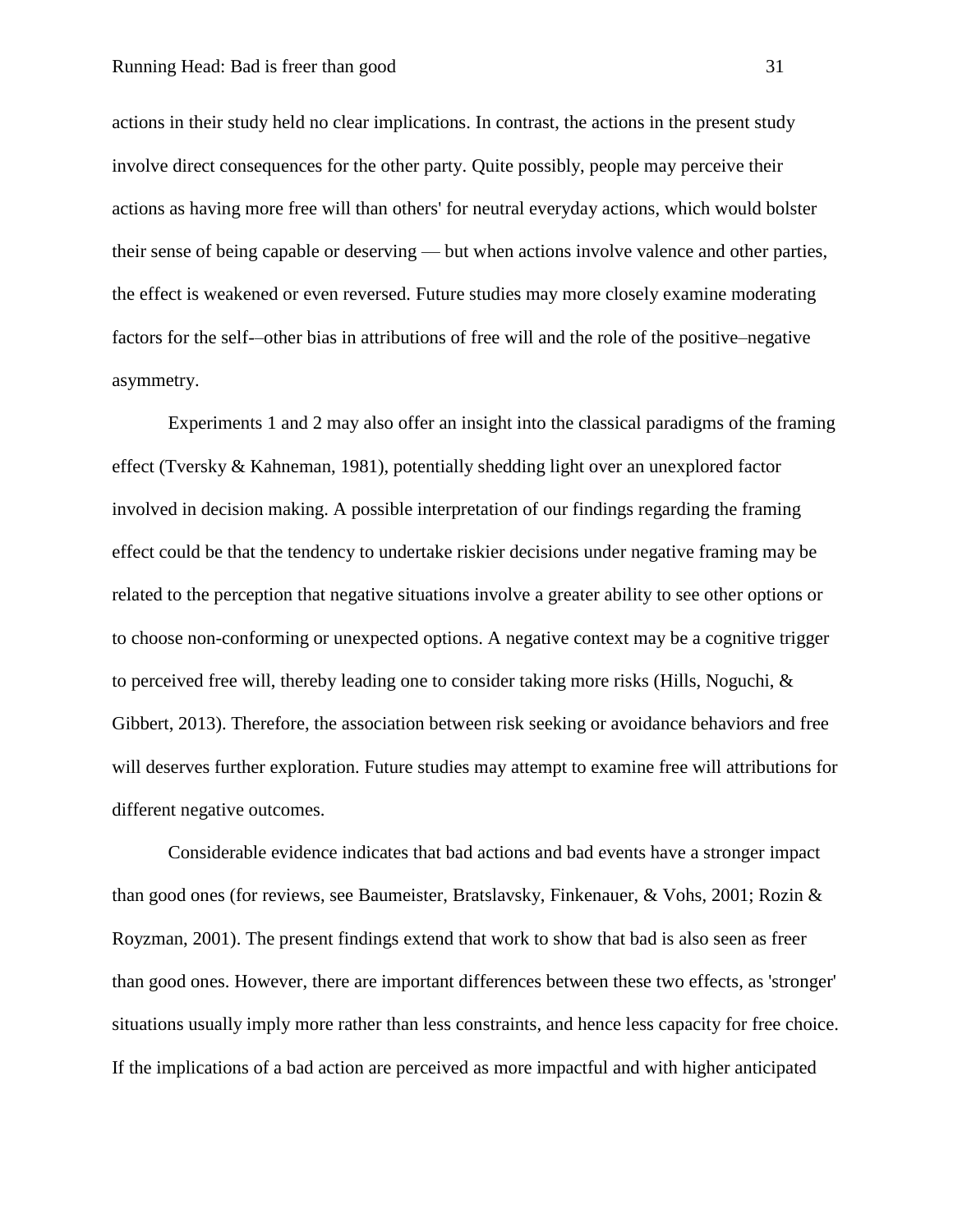actions in their study held no clear implications. In contrast, the actions in the present study involve direct consequences for the other party. Quite possibly, people may perceive their actions as having more free will than others' for neutral everyday actions, which would bolster their sense of being capable or deserving — but when actions involve valence and other parties, the effect is weakened or even reversed. Future studies may more closely examine moderating factors for the self-–other bias in attributions of free will and the role of the positive–negative asymmetry.

Experiments 1 and 2 may also offer an insight into the classical paradigms of the framing effect (Tversky & Kahneman, 1981), potentially shedding light over an unexplored factor involved in decision making. A possible interpretation of our findings regarding the framing effect could be that the tendency to undertake riskier decisions under negative framing may be related to the perception that negative situations involve a greater ability to see other options or to choose non-conforming or unexpected options. A negative context may be a cognitive trigger to perceived free will, thereby leading one to consider taking more risks (Hills, Noguchi, & Gibbert, 2013). Therefore, the association between risk seeking or avoidance behaviors and free will deserves further exploration. Future studies may attempt to examine free will attributions for different negative outcomes.

Considerable evidence indicates that bad actions and bad events have a stronger impact than good ones (for reviews, see Baumeister, Bratslavsky, Finkenauer, & Vohs, 2001; Rozin & Royzman, 2001). The present findings extend that work to show that bad is also seen as freer than good ones. However, there are important differences between these two effects, as 'stronger' situations usually imply more rather than less constraints, and hence less capacity for free choice. If the implications of a bad action are perceived as more impactful and with higher anticipated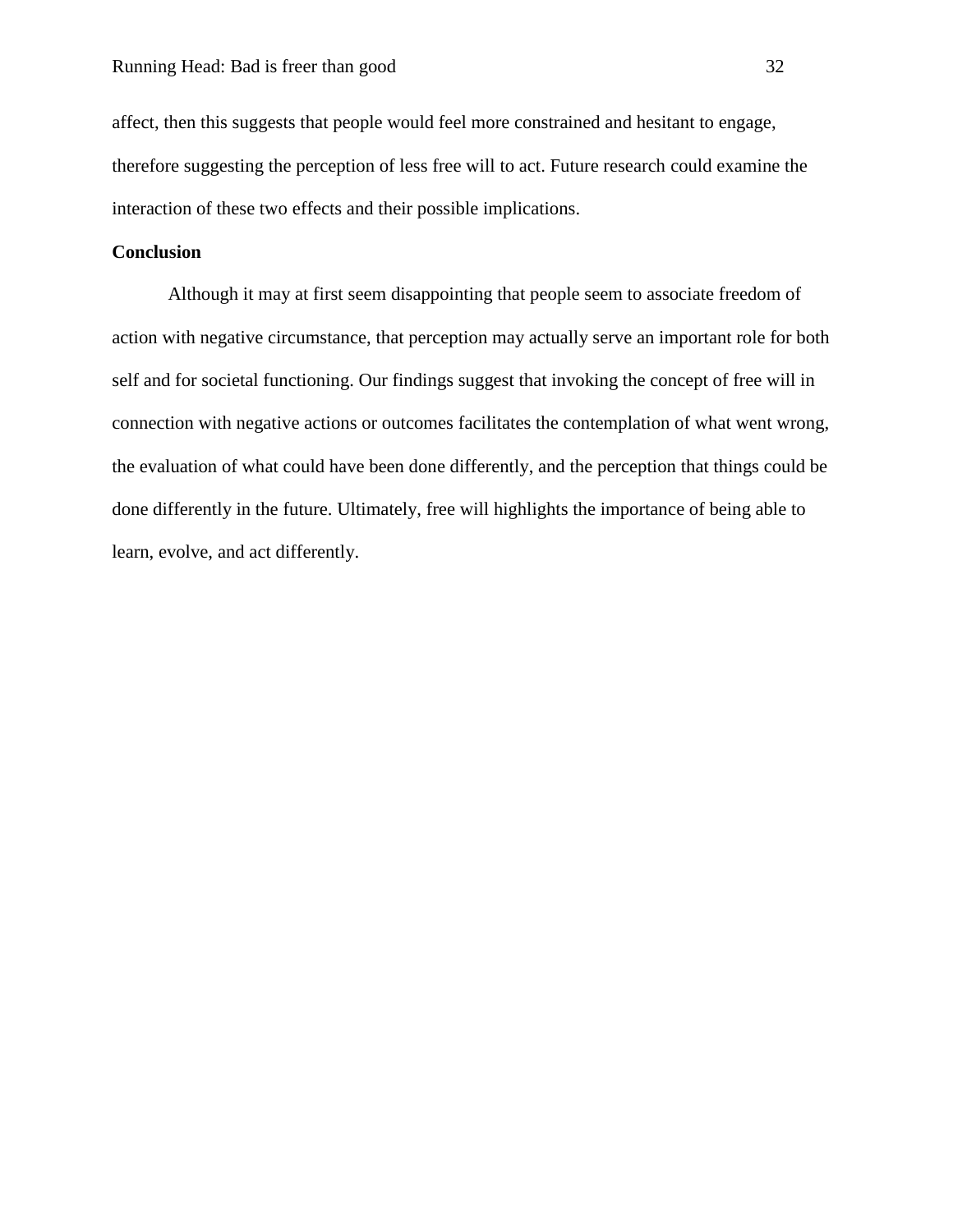affect, then this suggests that people would feel more constrained and hesitant to engage, therefore suggesting the perception of less free will to act. Future research could examine the interaction of these two effects and their possible implications.

**Conclusion**

Although it may at first seem disappointing that people seem to associate freedom of action with negative circumstance, that perception may actually serve an important role for both self and for societal functioning. Our findings suggest that invoking the concept of free will in connection with negative actions or outcomes facilitates the contemplation of what went wrong, the evaluation of what could have been done differently, and the perception that things could be done differently in the future. Ultimately, free will highlights the importance of being able to learn, evolve, and act differently.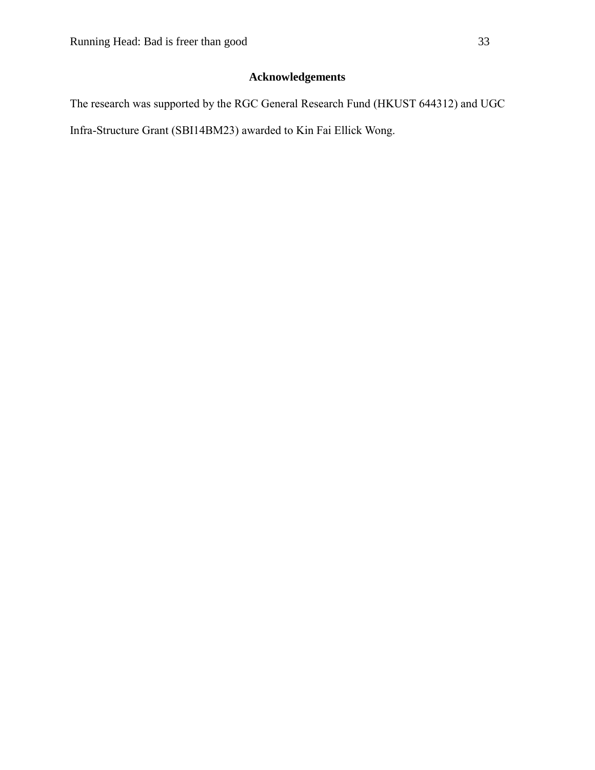## Acknowledgements

The research was supported by the RGC General Research Fund (HKUST 644312) and UGC Infra-Structure Grant (SBI14BM23) awarded to Kin Fai Ellick Wong.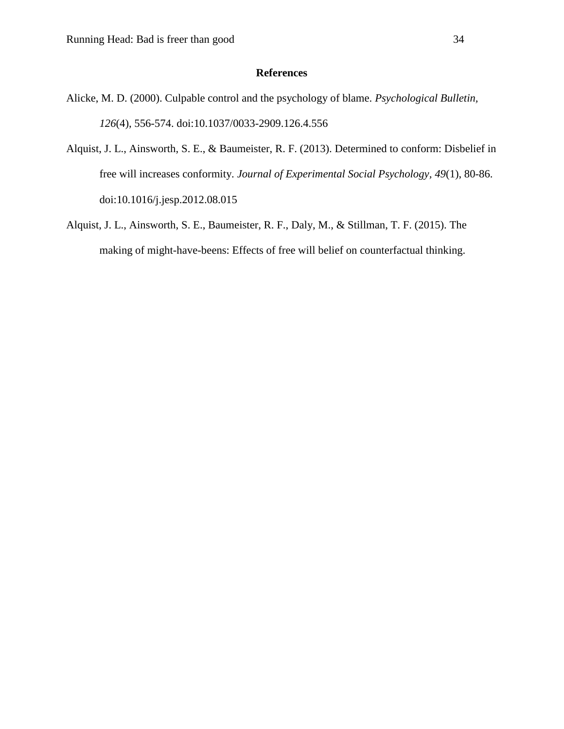## References

Alicke, M. D. (2000). Culpable control and the psychology of blame. *Psychological Bulletin, 126*(4), 556-574. doi:10.1037/0033-2909.126.4.556

Alquist, J. L., Ainsworth, S. E., & Baumeister, R. F. (2013). Determined to conform: Disbelief in free will increases conformity. *Journal of Experimental Social Psychology, 49*(1), 80-86. doi:10.1016/j.jesp.2012.08.015

Alquist, J. L., Ainsworth, S. E., Baumeister, R. F., Daly, M., & Stillman, T. F. (2015). The making of might-have-beens: Effects of free will belief on counterfactual thinking.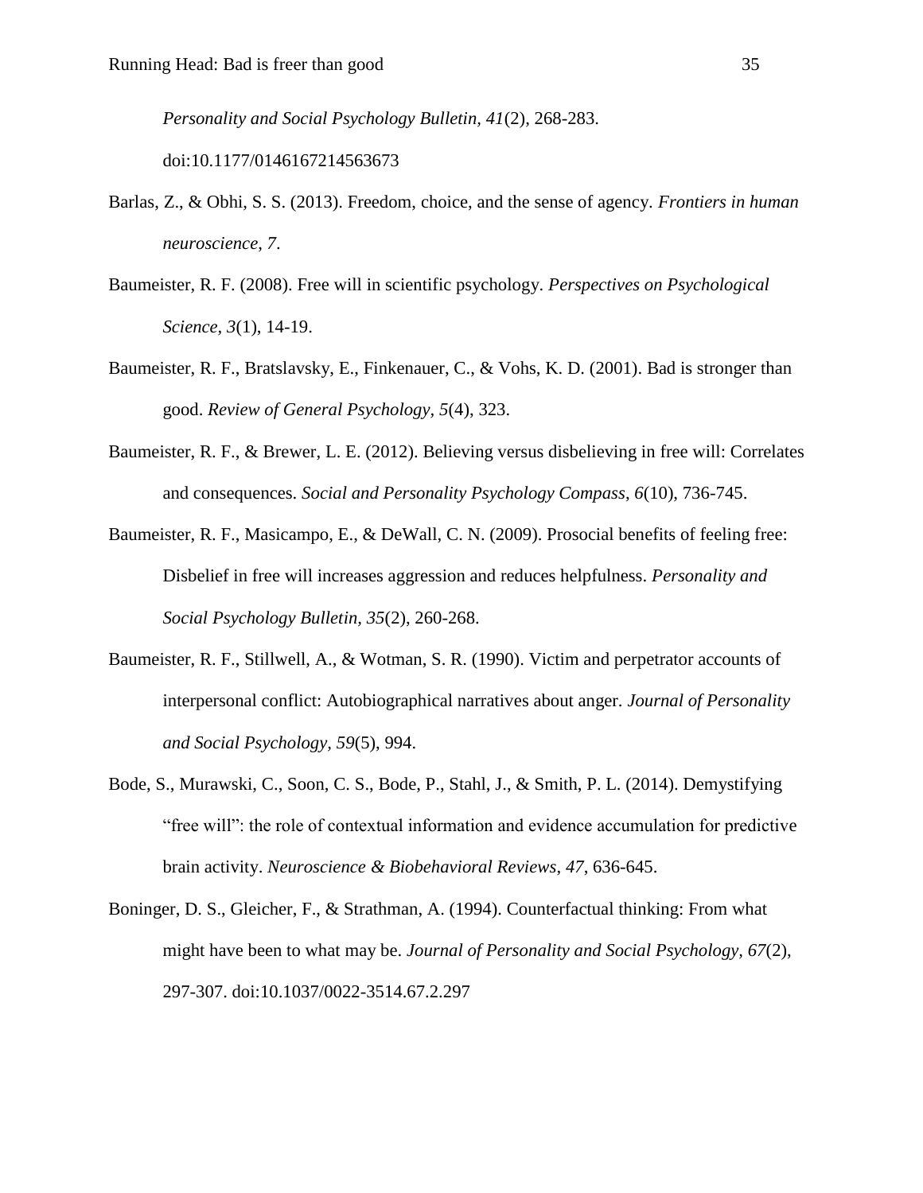*Personality and Social Psychology Bulletin*, *41*(2), 268-283. doi:10.1177/0146167214563673

Barlas, Z., & Obhi, S. S. (2013). Freedom, choice, and the sense of agency. *Frontiers in human neuroscience*, *7*.

Baumeister, R. F. (2008). Free will in scientific psychology. *Perspectives on Psychological Science*, *3*(1), 14-19.

Baumeister, R. F., Bratslavsky, E., Finkenauer, C., & Vohs, K. D. (2001). Bad is stronger than good. *Review of General Psychology, 5*(4), 323.

Baumeister, R. F., & Brewer, L. E. (2012). Believing versus disbelieving in free will: Correlates and consequences. *Social and Personality Psychology Compass*, *6*(10), 736-745.

Baumeister, R. F., Masicampo, E., & DeWall, C. N. (2009). Prosocial benefits of feeling free: Disbelief in free will increases aggression and reduces helpfulness. *Personality and Social Psychology Bulletin, 35*(2), 260-268.

Baumeister, R. F., Stillwell, A., & Wotman, S. R. (1990). Victim and perpetrator accounts of interpersonal conflict: Autobiographical narratives about anger. *Journal of Personality and Social Psychology, 59*(5), 994.

Bode, S., Murawski, C., Soon, C. S., Bode, P., Stahl, J., & Smith, P. L. (2014). Demystifying "free will": the role of contextual information and evidence accumulation for predictive brain activity. *Neuroscience & Biobehavioral Reviews*, *47*, 636-645.

Boninger, D. S., Gleicher, F., & Strathman, A. (1994). Counterfactual thinking: From what might have been to what may be. *Journal of Personality and Social Psychology, 67*(2), 297-307. doi:10.1037/0022-3514.67.2.297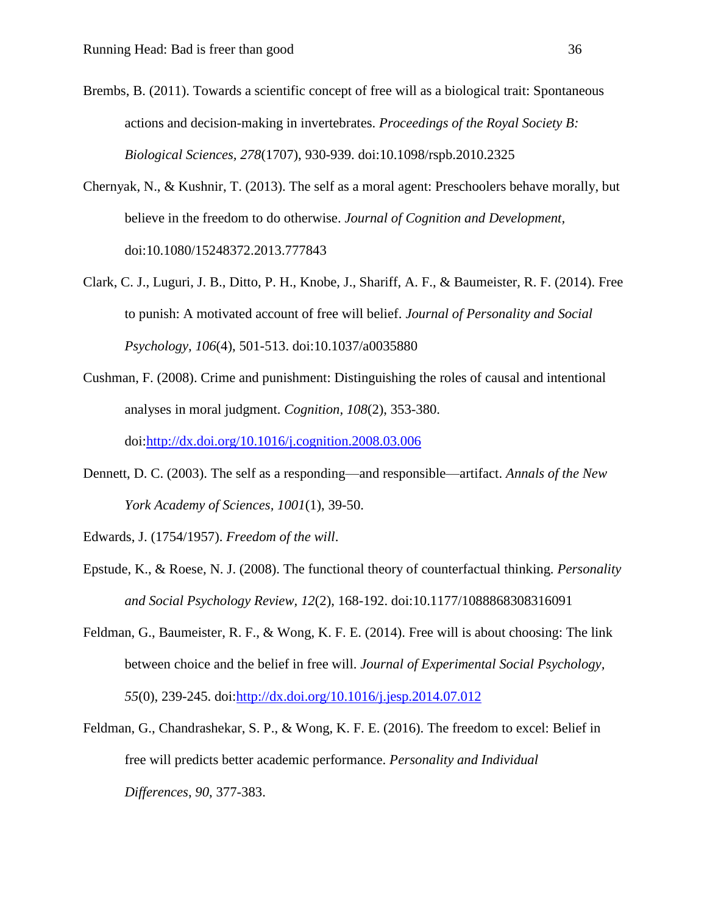Brembs, B. (2011). Towards a scientific concept of free will as a biological trait: Spontaneous actions and decision-making in invertebrates. *Proceedings of the Royal Society B: Biological Sciences, 278*(1707), 930-939. doi:10.1098/rspb.2010.2325

Chernyak, N., & Kushnir, T. (2013). The self as a moral agent: Preschoolers behave morally, but believe in the freedom to do otherwise. *Journal of Cognition and Development*, doi:10.1080/15248372.2013.777843

Clark, C. J., Luguri, J. B., Ditto, P. H., Knobe, J., Shariff, A. F., & Baumeister, R. F. (2014). Free to punish: A motivated account of free will belief. *Journal of Personality and Social Psychology, 106*(4), 501-513. doi:10.1037/a0035880

Cushman, F. (2008). Crime and punishment: Distinguishing the roles of causal and intentional analyses in moral judgment. *Cognition, 108*(2), 353-380. doi:http://dx.doi.org/10.1016/j.cognition.2008.03.006

Dennett, D. C. (2003). The self as a responding—and responsible—artifact. *Annals of the New York Academy of Sciences, 1001*(1), 39-50.

Edwards, J. (1754/1957). *Freedom of the will*.

Epstude, K., & Roese, N. J. (2008). The functional theory of counterfactual thinking. *Personality and Social Psychology Review, 12*(2), 168-192. doi:10.1177/1088868308316091

Feldman, G., Baumeister, R. F., & Wong, K. F. E. (2014). Free will is about choosing: The link between choice and the belief in free will. *Journal of Experimental Social Psychology, 55*(0), 239-245. doi:http://dx.doi.org/10.1016/j.jesp.2014.07.012

Feldman, G., Chandrashekar, S. P., & Wong, K. F. E. (2016). The freedom to excel: Belief in free will predicts better academic performance. *Personality and Individual Differences*, *90*, 377-383.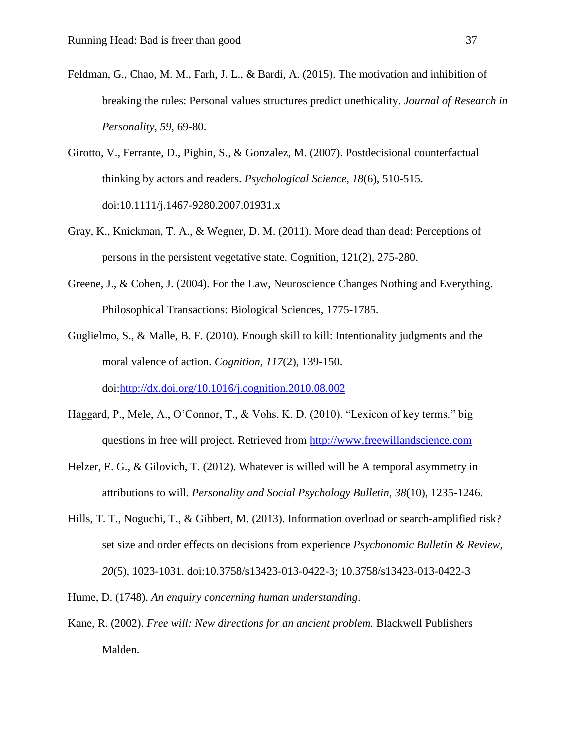Feldman, G., Chao, M. M., Farh, J. L., & Bardi, A. (2015). The motivation and inhibition of breaking the rules: Personal values structures predict unethicality. *Journal of Research in Personality*, *59*, 69-80.

Girotto, V., Ferrante, D., Pighin, S., & Gonzalez, M. (2007). Postdecisional counterfactual thinking by actors and readers. *Psychological Science, 18*(6), 510-515. doi:10.1111/j.1467-9280.2007.01931.x

Gray, K., Knickman, T. A., & Wegner, D. M. (2011). More dead than dead: Perceptions of persons in the persistent vegetative state. Cognition, 121(2), 275-280.

Greene, J., & Cohen, J. (2004). For the Law, Neuroscience Changes Nothing and Everything. Philosophical Transactions: Biological Sciences, 1775-1785.

Guglielmo, S., & Malle, B. F. (2010). Enough skill to kill: Intentionality judgments and the moral valence of action. *Cognition, 117*(2), 139-150. doi:[http://dx.doi.org/10.1016/j.cognition.2010.08.002](http://dx.doi.org/10.1016/j.cognition.2010.08.002)

Haggard, P., Mele, A., O'Connor, T., & Vohs, K. D. (2010). "Lexicon of key terms." big questions in free will project. Retrieved from [http://www.freewillandscience.com](http://www.freewillandscience.com)

Helzer, E. G., & Gilovich, T. (2012). Whatever is willed will be A temporal asymmetry in attributions to will. *Personality and Social Psychology Bulletin*, *38*(10), 1235-1246.

Hills, T. T., Noguchi, T., & Gibbert, M. (2013). Information overload or search-amplified risk? set size and order effects on decisions from experience *Psychonomic Bulletin & Review, 20*(5), 1023-1031. doi:10.3758/s13423-013-0422-3; 10.3758/s13423-013-0422-3

Hume, D. (1748). *An enquiry concerning human understanding*.

Kane, R. (2002). *Free will: New directions for an ancient problem.* Blackwell Publishers Malden.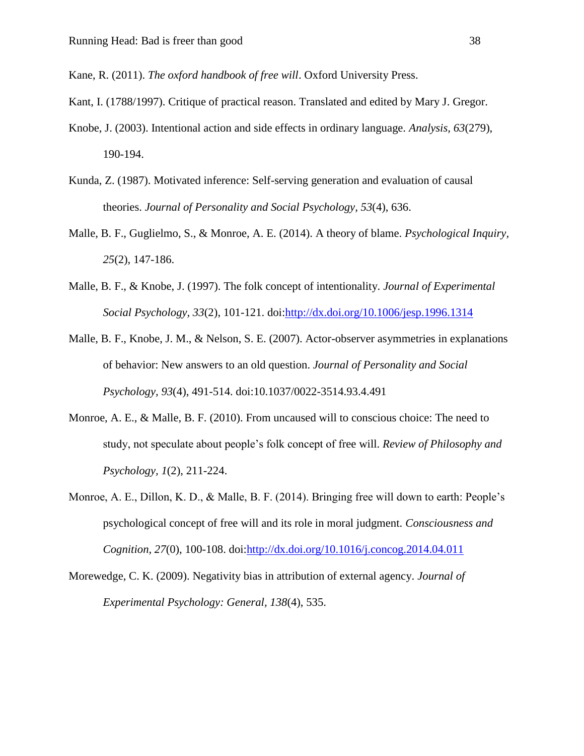Kane, R. (2011). *The oxford handbook of free will*. Oxford University Press.

Kant, I. (1788/1997). Critique of practical reason. Translated and edited by Mary J. Gregor.

Knobe, J. (2003). Intentional action and side effects in ordinary language. *Analysis, 63*(279), 190-194.

Kunda, Z. (1987). Motivated inference: Self-serving generation and evaluation of causal theories. *Journal of Personality and Social Psychology, 53*(4), 636.

Malle, B. F., Guglielmo, S., & Monroe, A. E. (2014). A theory of blame. *Psychological Inquiry, 25*(2), 147-186.

Malle, B. F., & Knobe, J. (1997). The folk concept of intentionality. *Journal of Experimental Social Psychology, 33*(2), 101-121. doi:http://dx.doi.org/10.1006/jesp.1996.1314

Malle, B. F., Knobe, J. M., & Nelson, S. E. (2007). Actor-observer asymmetries in explanations of behavior: New answers to an old question. *Journal of Personality and Social Psychology, 93*(4), 491-514. doi:10.1037/0022-3514.93.4.491

Monroe, A. E., & Malle, B. F. (2010). From uncaused will to conscious choice: The need to study, not speculate about people's folk concept of free will. *Review of Philosophy and Psychology, 1*(2), 211-224.

Monroe, A. E., Dillon, K. D., & Malle, B. F. (2014). Bringing free will down to earth: People's psychological concept of free will and its role in moral judgment. *Consciousness and Cognition, 27*(0), 100-108. doi:http://dx.doi.org/10.1016/j.concog.2014.04.011

Morewedge, C. K. (2009). Negativity bias in attribution of external agency. *Journal of Experimental Psychology: General, 138*(4), 535.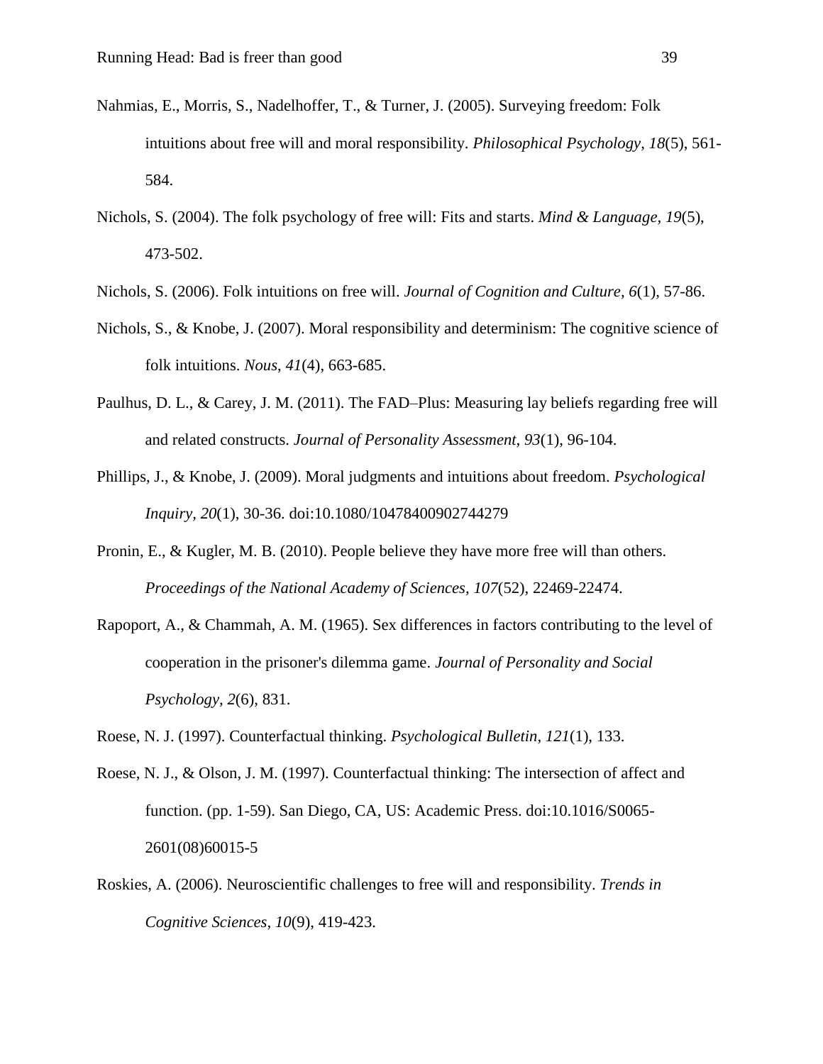Nahmias, E., Morris, S., Nadelhoffer, T., & Turner, J. (2005). Surveying freedom: Folk intuitions about free will and moral responsibility. *Philosophical Psychology, 18*(5), 561-584.

Nichols, S. (2004). The folk psychology of free will: Fits and starts. *Mind & Language, 19*(5), 473-502.

Nichols, S. (2006). Folk intuitions on free will. *Journal of Cognition and Culture, 6*(1), 57-86.

Nichols, S., & Knobe, J. (2007). Moral responsibility and determinism: The cognitive science of folk intuitions. *Nous*, *41*(4), 663-685.

Paulhus, D. L., & Carey, J. M. (2011). The FAD–Plus: Measuring lay beliefs regarding free will and related constructs. *Journal of Personality Assessment, 93*(1), 96-104.

Phillips, J., & Knobe, J. (2009). Moral judgments and intuitions about freedom. *Psychological Inquiry, 20*(1), 30-36. doi:10.1080/10478400902744279

Pronin, E., & Kugler, M. B. (2010). People believe they have more free will than others. *Proceedings of the National Academy of Sciences, 107*(52), 22469-22474.

Rapoport, A., & Chammah, A. M. (1965). Sex differences in factors contributing to the level of cooperation in the prisoner's dilemma game. *Journal of Personality and Social Psychology, 2*(6), 831.

Roese, N. J. (1997). Counterfactual thinking. *Psychological Bulletin*, *121*(1), 133.

Roese, N. J., & Olson, J. M. (1997). Counterfactual thinking: The intersection of affect and function. (pp. 1-59). San Diego, CA, US: Academic Press. doi:10.1016/S0065-2601(08)60015-5

Roskies, A. (2006). Neuroscientific challenges to free will and responsibility. *Trends in Cognitive Sciences, 10*(9), 419-423.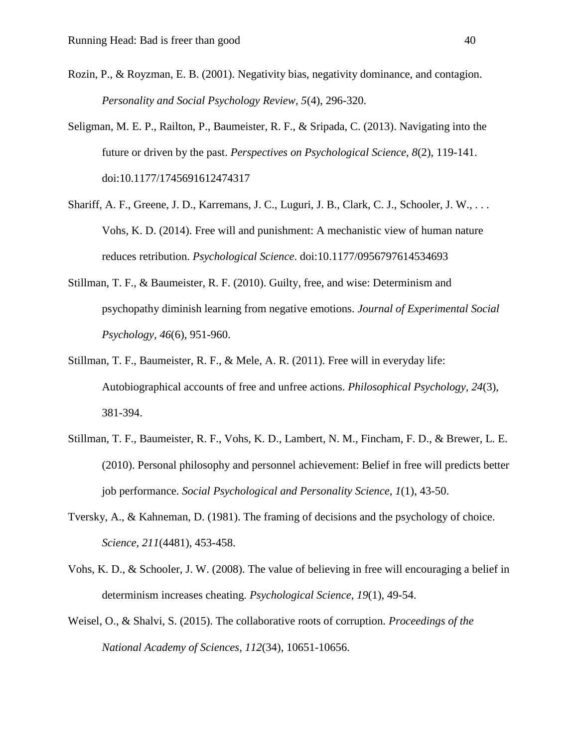Rozin, P., & Royzman, E. B. (2001). Negativity bias, negativity dominance, and contagion. *Personality and Social Psychology Review*, *5*(4), 296-320.

Seligman, M. E. P., Railton, P., Baumeister, R. F., & Sripada, C. (2013). Navigating into the future or driven by the past. *Perspectives on Psychological Science, 8*(2), 119-141. doi:10.1177/1745691612474317

Shariff, A. F., Greene, J. D., Karremans, J. C., Luguri, J. B., Clark, C. J., Schooler, J. W., . . . Vohs, K. D. (2014). Free will and punishment: A mechanistic view of human nature reduces retribution. *Psychological Science*. doi:10.1177/0956797614534693

Stillman, T. F., & Baumeister, R. F. (2010). Guilty, free, and wise: Determinism and psychopathy diminish learning from negative emotions. *Journal of Experimental Social Psychology*, *46*(6), 951-960.

Stillman, T. F., Baumeister, R. F., & Mele, A. R. (2011). Free will in everyday life: Autobiographical accounts of free and unfree actions. *Philosophical Psychology, 24*(3), 381-394.

Stillman, T. F., Baumeister, R. F., Vohs, K. D., Lambert, N. M., Fincham, F. D., & Brewer, L. E. (2010). Personal philosophy and personnel achievement: Belief in free will predicts better job performance. *Social Psychological and Personality Science*, *1*(1), 43-50.

Tversky, A., & Kahneman, D. (1981). The framing of decisions and the psychology of choice. *Science, 211*(4481), 453-458.

Vohs, K. D., & Schooler, J. W. (2008). The value of believing in free will encouraging a belief in determinism increases cheating. *Psychological Science*, *19*(1), 49-54.

Weisel, O., & Shalvi, S. (2015). The collaborative roots of corruption. *Proceedings of the National Academy of Sciences*, *112*(34), 10651-10656.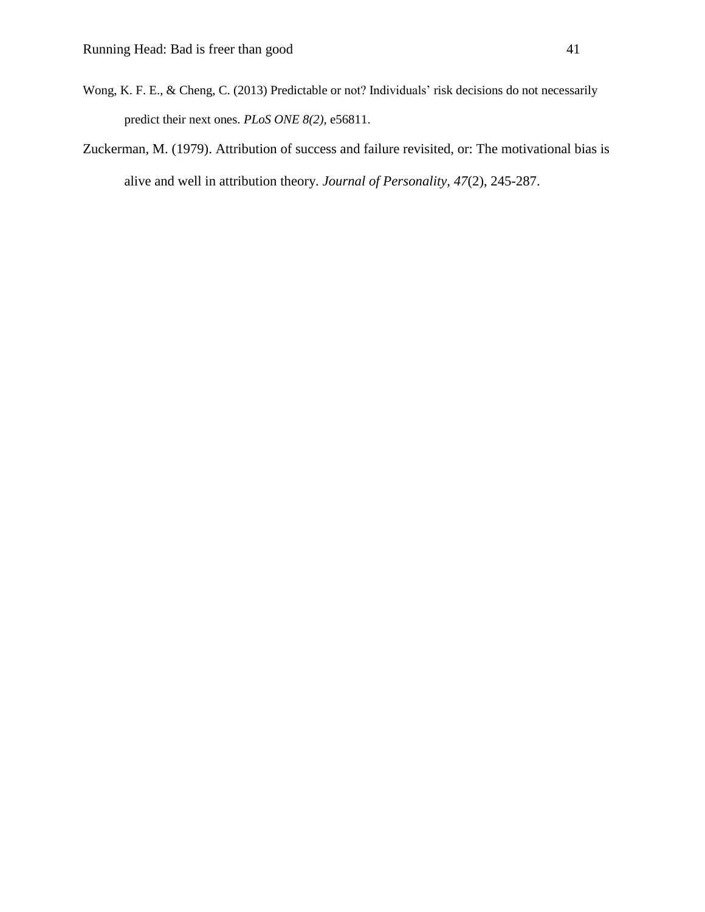Wong, K. F. E., & Cheng, C. (2013) Predictable or not? Individuals' risk decisions do not necessarily predict their next ones. *PLoS ONE 8(2)*, e56811.

Zuckerman, M. (1979). Attribution of success and failure revisited, or: The motivational bias is alive and well in attribution theory. *Journal of Personality, 47*(2), 245-287.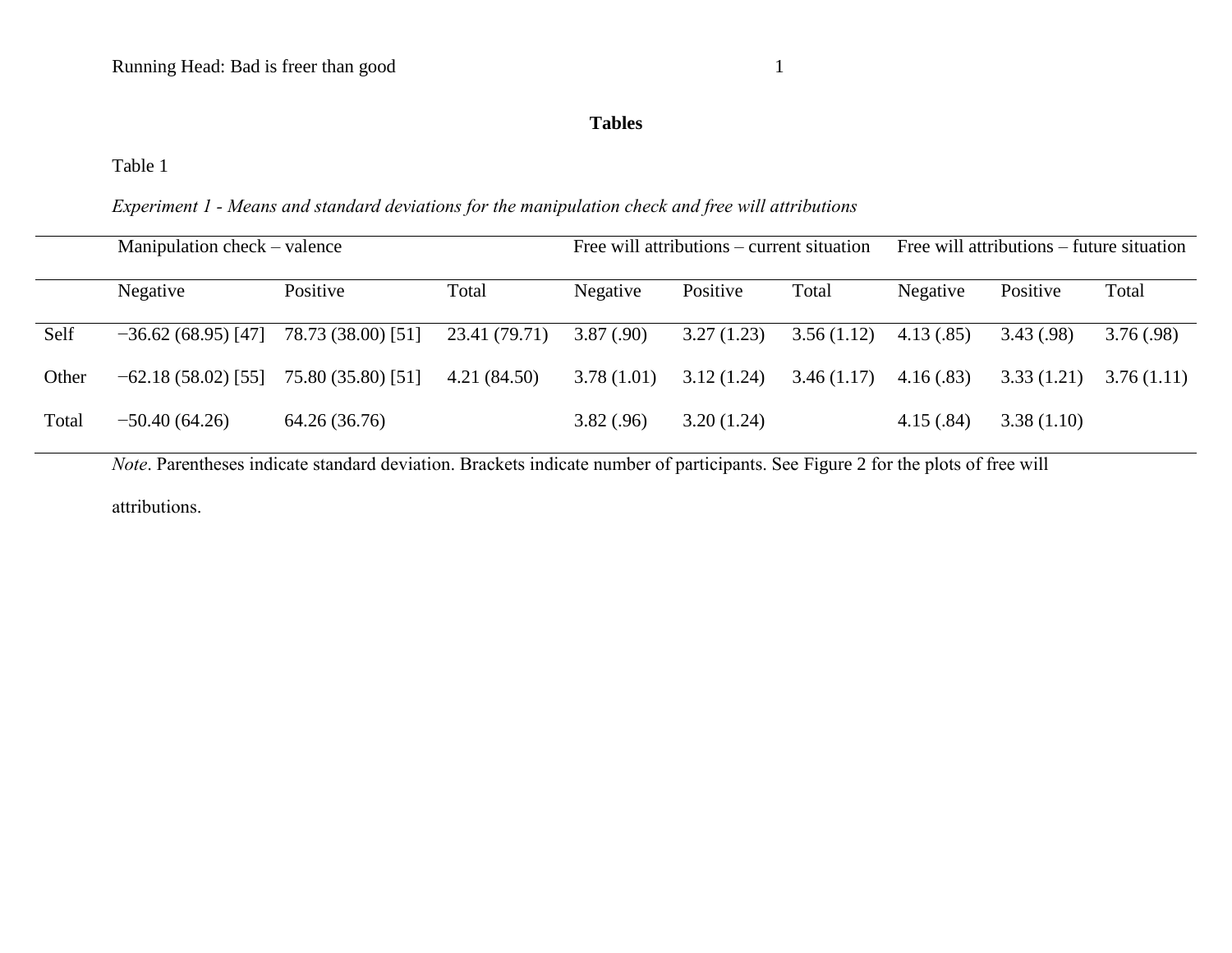**Tables**

Table 1

*Experiment 1 - Means and standard deviations for the manipulation check and free will attributions*

| | Manipulation check – valence | | | Free will attributions – current situation | | | Free will attributions – future situation | | |
|---|---|---|---|---|---|---|---|---|---|
| | Negative | Positive | Total | Negative | Positive | Total | Negative | Positive | Total |
| Self | −36.62 (68.95) [47] | 78.73 (38.00) [51] | 23.41 (79.71) | 3.87 (.90) | 3.27 (1.23) | 3.56 (1.12) | 4.13 (.85) | 3.43 (.98) | 3.76 (.98) |
| Other | −62.18 (58.02) [55] | 75.80 (35.80) [51] | 4.21 (84.50) | 3.78 (1.01) | 3.12 (1.24) | 3.46 (1.17) | 4.16 (.83) | 3.33 (1.21) | 3.76 (1.11) |
| Total | −50.40 (64.26) | 64.26 (36.76) | | 3.82 (.96) | 3.20 (1.24) | | 4.15 (.84) | 3.38 (1.10) | |

*Note*. Parentheses indicate standard deviation. Brackets indicate number of participants. See Figure 2 for the plots of free will attributions.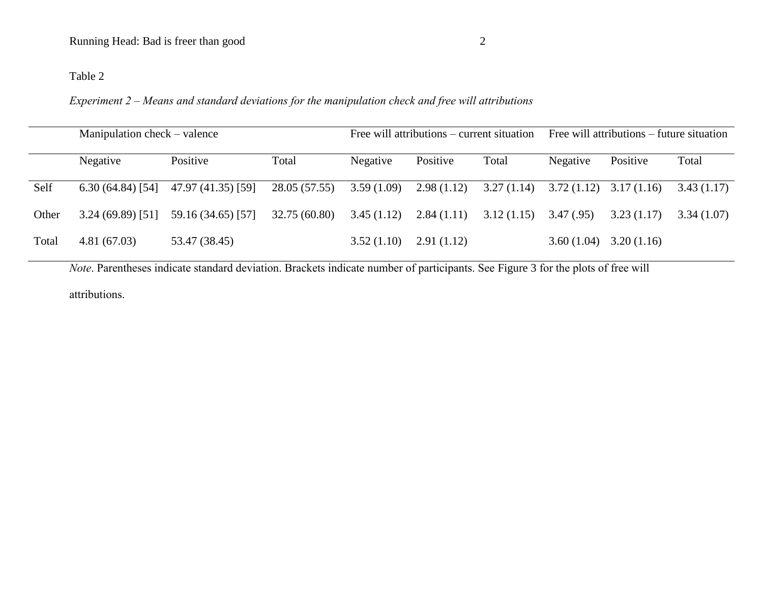Table 2

*Experiment 2 – Means and standard deviations for the manipulation check and free will attributions*

| | Manipulation check – valence | | | Free will attributions – current situation | | | Free will attributions – future situation | | |
|---|---|---|---|---|---|---|---|---|---|
| | Negative | Positive | Total | Negative | Positive | Total | Negative | Positive | Total |
| Self | 6.30 (64.84) [54] | 47.97 (41.35) [59] | 28.05 (57.55) | 3.59 (1.09) | 2.98 (1.12) | 3.27 (1.14) | 3.72 (1.12) | 3.17 (1.16) | 3.43 (1.17) |
| Other | 3.24 (69.89) [51] | 59.16 (34.65) [57] | 32.75 (60.80) | 3.45 (1.12) | 2.84 (1.11) | 3.12 (1.15) | 3.47 (.95) | 3.23 (1.17) | 3.34 (1.07) |
| Total | 4.81 (67.03) | 53.47 (38.45) | | 3.52 (1.10) | 2.91 (1.12) | | 3.60 (1.04) | 3.20 (1.16) | |

*Note*. Parentheses indicate standard deviation. Brackets indicate number of participants. See Figure 3 for the plots of free will attributions.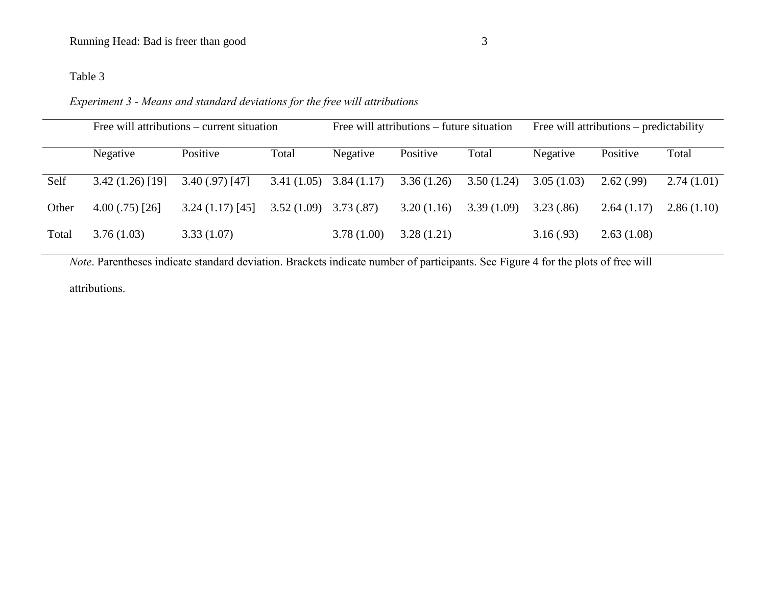Table 3

*Experiment 3 - Means and standard deviations for the free will attributions*

| | Free will attributions – current situation | | | Free will attributions – future situation | | | Free will attributions – predictability | | |
|---|---|---|---|---|---|---|---|---|---|
| | Negative | Positive | Total | Negative | Positive | Total | Negative | Positive | Total |
| Self | 3.42 (1.26) [19] | 3.40 (.97) [47] | 3.41 (1.05) | 3.84 (1.17) | 3.36 (1.26) | 3.50 (1.24) | 3.05 (1.03) | 2.62 (.99) | 2.74 (1.01) |
| Other | 4.00 (.75) [26] | 3.24 (1.17) [45] | 3.52 (1.09) | 3.73 (.87) | 3.20 (1.16) | 3.39 (1.09) | 3.23 (.86) | 2.64 (1.17) | 2.86 (1.10) |
| Total | 3.76 (1.03) | 3.33 (1.07) | | 3.78 (1.00) | 3.28 (1.21) | | 3.16 (.93) | 2.63 (1.08) | |

*Note*. Parentheses indicate standard deviation. Brackets indicate number of participants. See Figure 4 for the plots of free will attributions.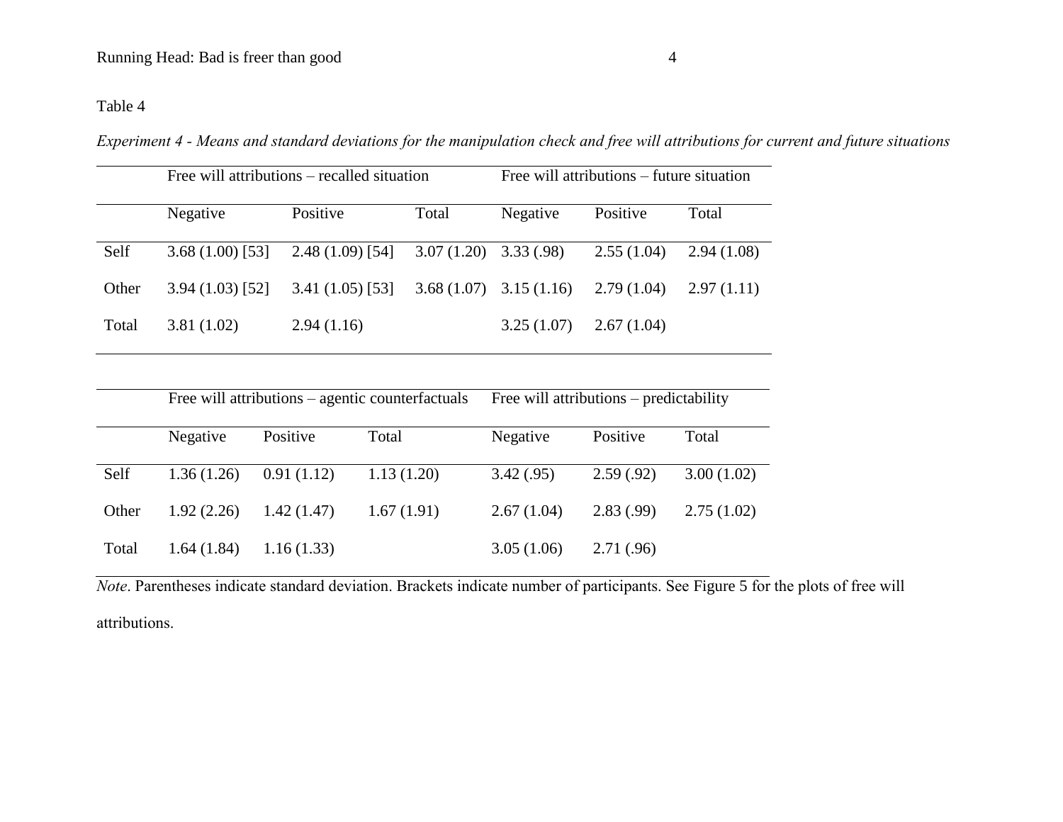Table 4

*Experiment 4 - Means and standard deviations for the manipulation check and free will attributions for current and future situations*

| | Free will attributions – recalled situation | | | Free will attributions – future situation | | |
|---|---|---|---|---|---|---|
| | Negative | Positive | Total | Negative | Positive | Total |
| Self | 3.68 (1.00) [53] | 2.48 (1.09) [54] | 3.07 (1.20) | 3.33 (.98) | 2.55 (1.04) | 2.94 (1.08) |
| Other | 3.94 (1.03) [52] | 3.41 (1.05) [53] | 3.68 (1.07) | 3.15 (1.16) | 2.79 (1.04) | 2.97 (1.11) |
| Total | 3.81 (1.02) | 2.94 (1.16) | | 3.25 (1.07) | 2.67 (1.04) | |

| | Free will attributions – agentic counterfactuals | | | Free will attributions – predictability | | |
|---|---|---|---|---|---|---|
| | Negative | Positive | Total | Negative | Positive | Total |
| Self | 1.36 (1.26) | 0.91 (1.12) | 1.13 (1.20) | 3.42 (.95) | 2.59 (.92) | 3.00 (1.02) |
| Other | 1.92 (2.26) | 1.42 (1.47) | 1.67 (1.91) | 2.67 (1.04) | 2.83 (.99) | 2.75 (1.02) |
| Total | 1.64 (1.84) | 1.16 (1.33) | | 3.05 (1.06) | 2.71 (.96) | |

*Note*. Parentheses indicate standard deviation. Brackets indicate number of participants. See Figure 5 for the plots of free will attributions.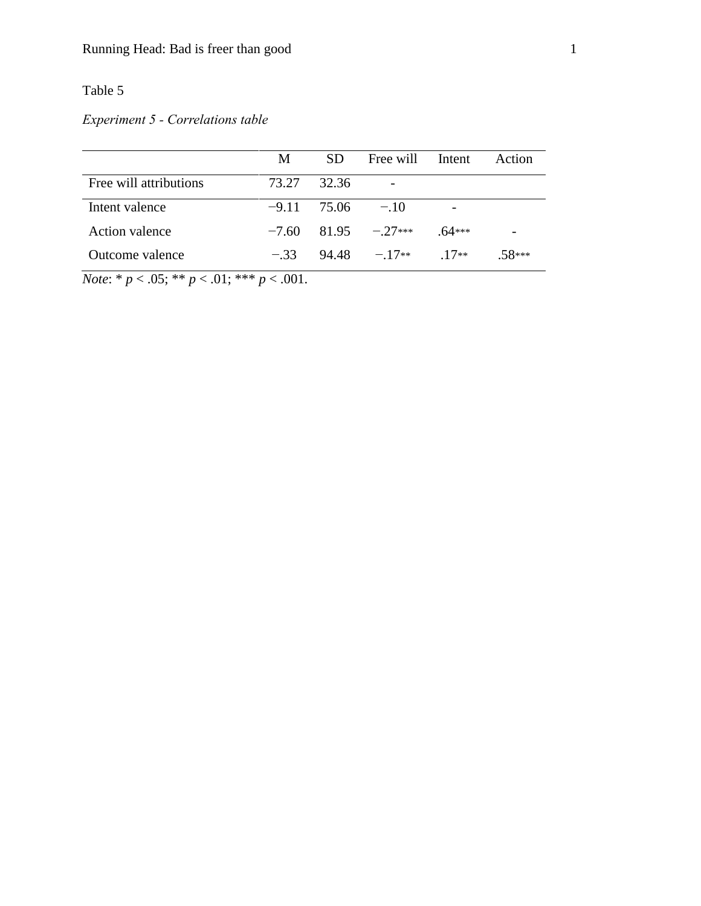Table 5

*Experiment 5 - Correlations table*

| | M | SD | Free will | Intent | Action |
|---|---|---|---|---|---|
| Free will attributions | 73.27 | 32.36 | - | | |
| Intent valence | −9.11 | 75.06 | −.10 | - | |
| Action valence | −7.60 | 81.95 | −.27*** | .64*** | - |
| Outcome valence | −.33 | 94.48 | −.17** | .17** | .58*** |

*Note*: * $p < .05$; ** $p < .01$; *** $p < .001$.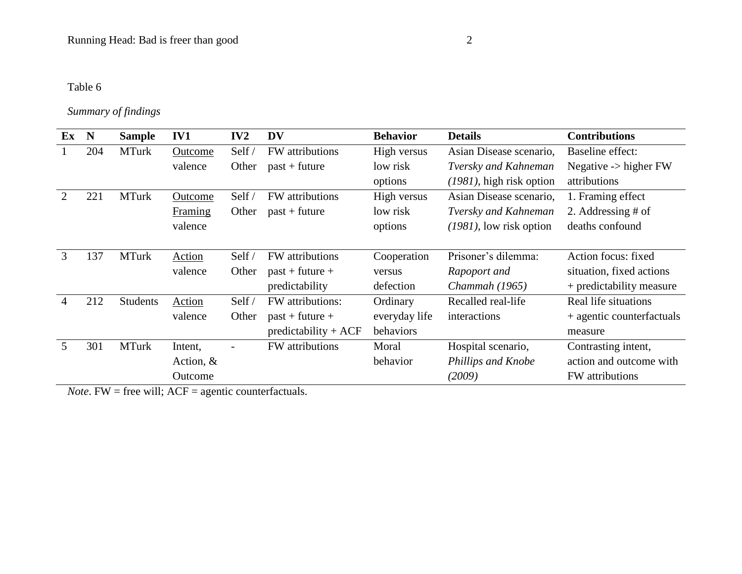Table 6

*Summary of findings*

| Ex | N | Sample | IV1 | IV2 | DV | Behavior | Details | Contributions |
|---|---|---|---|---|---|---|---|---|
| 1 | 204 | MTurk | <u>Outcome</u> valence | Self / Other | FW attributions past + future | High versus low risk options | Asian Disease scenario, *Tversky and Kahneman (1981)*, high risk option | Baseline effect: Negative -> higher FW attributions |
| 2 | 221 | MTurk | <u>Outcome</u> <u>Framing</u> valence | Self / Other | FW attributions past + future | High versus low risk options | Asian Disease scenario, *Tversky and Kahneman (1981)*, low risk option | 1. Framing effect 2. Addressing # of deaths confound |
| 3 | 137 | MTurk | <u>Action</u> valence | Self / Other | FW attributions past + future + predictability | Cooperation versus defection | Prisoner's dilemma: *Rapoport and Chammah (1965)* | Action focus: fixed situation, fixed actions + predictability measure |
| 4 | 212 | Students | <u>Action</u> valence | Self / Other | FW attributions: past + future + predictability + ACF | Ordinary everyday life behaviors | Recalled real-life interactions | Real life situations + agentic counterfactuals measure |
| 5 | 301 | MTurk | Intent, Action, & Outcome | - | FW attributions | Moral behavior | Hospital scenario, *Phillips and Knobe (2009)* | Contrasting intent, action and outcome with FW attributions |

*Note*. FW = free will; ACF = agentic counterfactuals.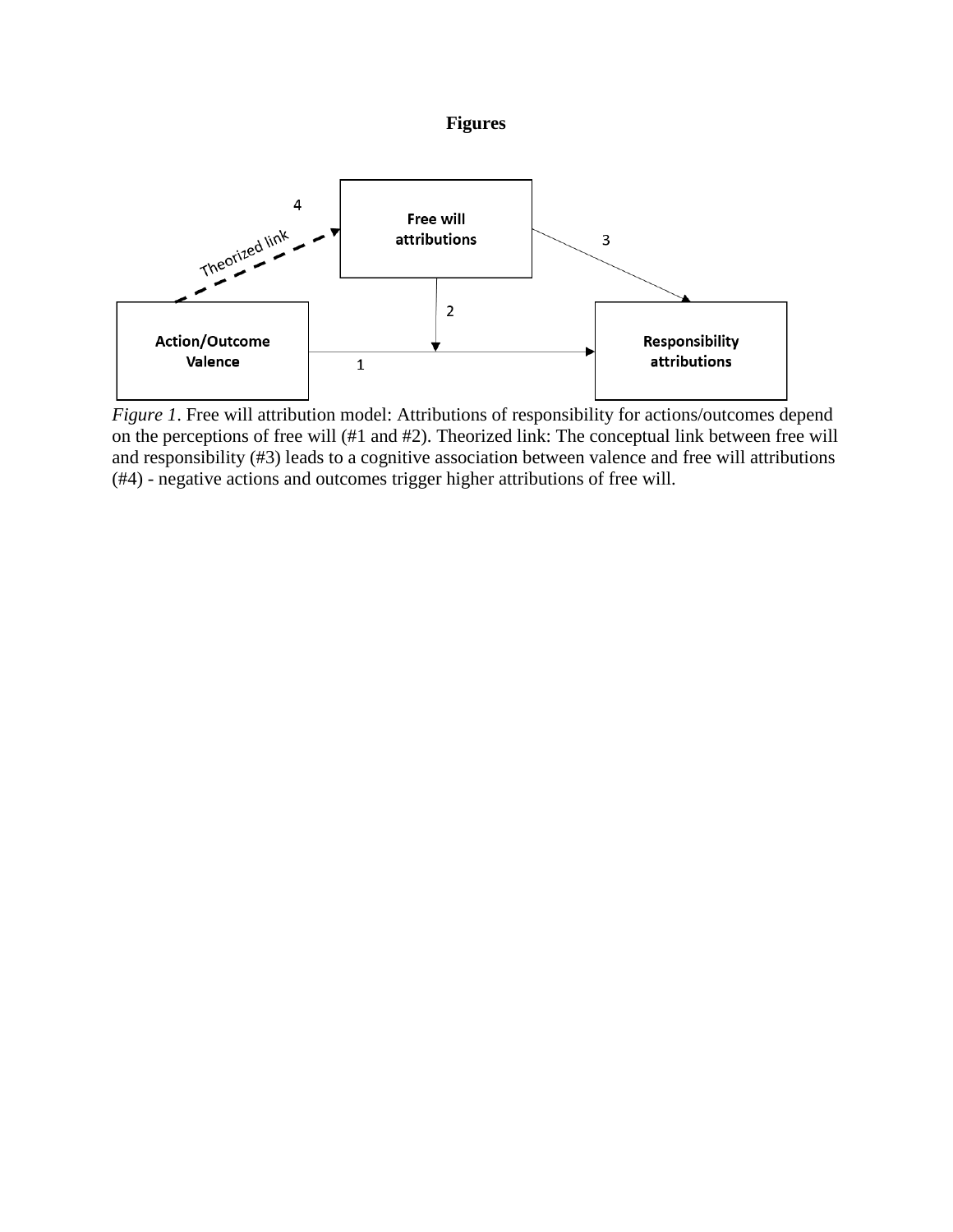# Figures

*Figure 1*. Free will attribution model: Attributions of responsibility for actions/outcomes depend on the perceptions of free will (#1 and #2). Theorized link: The conceptual link between free will and responsibility (#3) leads to a cognitive association between valence and free will attributions (#4) - negative actions and outcomes trigger higher attributions of free will.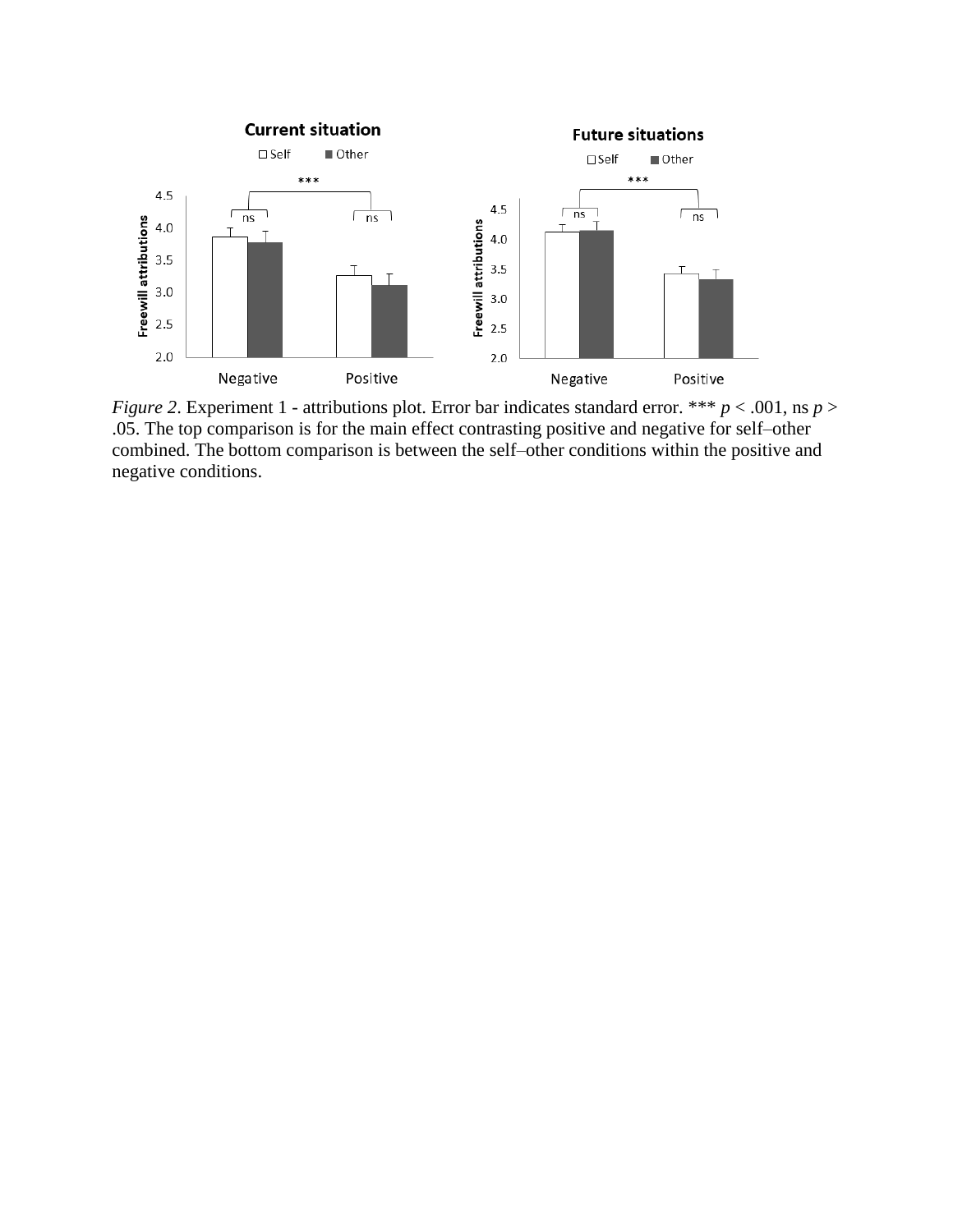*Figure 2*. Experiment 1 - attributions plot. Error bar indicates standard error. *** $p < .001$, ns $p > .05$. The top comparison is for the main effect contrasting positive and negative for self–other combined. The bottom comparison is between the self–other conditions within the positive and negative conditions.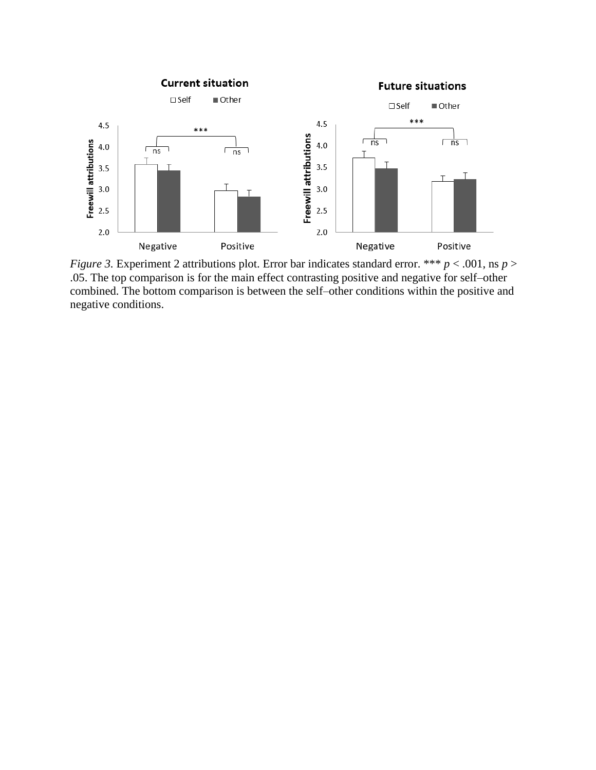*Figure 3.* Experiment 2 attributions plot. Error bar indicates standard error. *** $p < .001$, ns $p > .05$. The top comparison is for the main effect contrasting positive and negative for self–other combined. The bottom comparison is between the self–other conditions within the positive and negative conditions.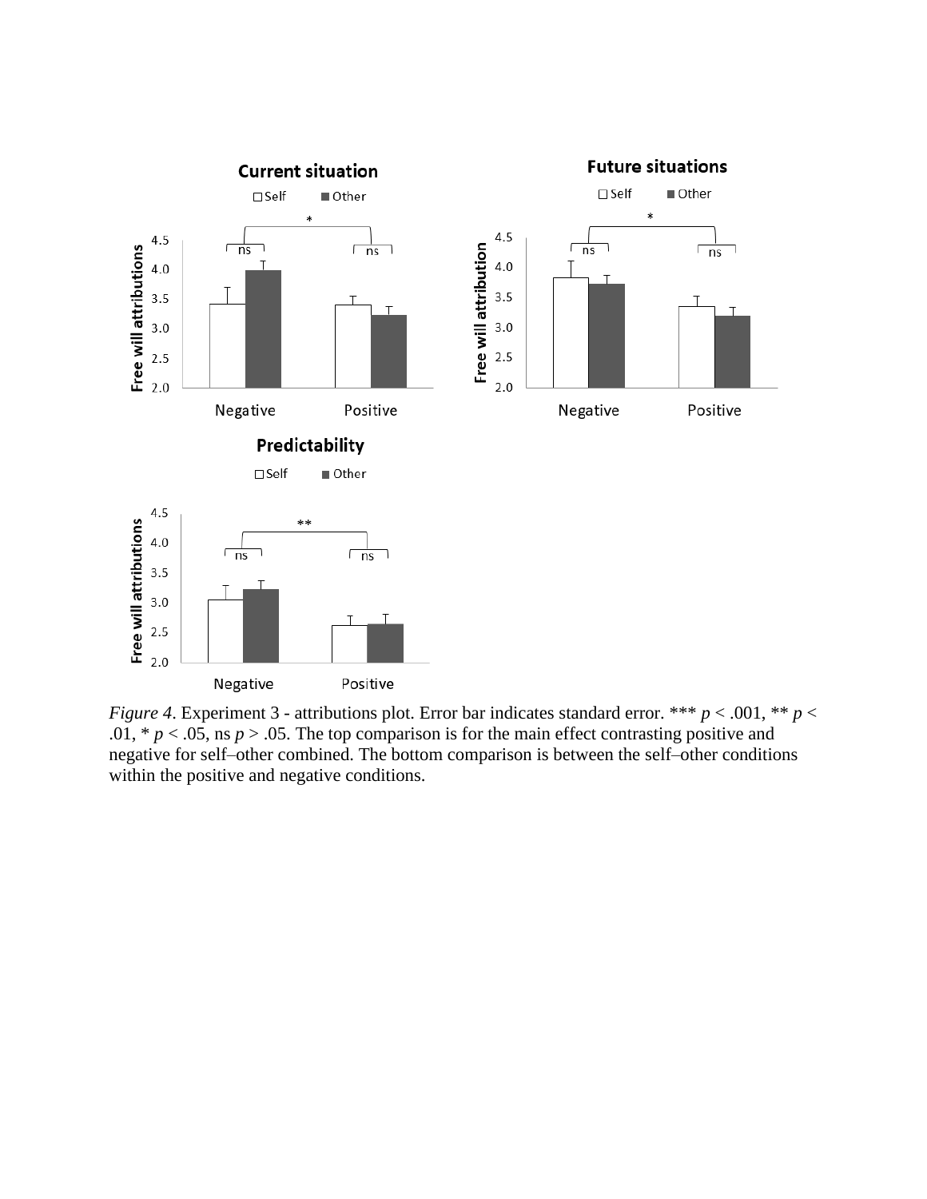*Figure 4*. Experiment 3 - attributions plot. Error bar indicates standard error. *** $p < .001$, ** $p < .01$, * $p < .05$, ns $p > .05$. The top comparison is for the main effect contrasting positive and negative for self–other combined. The bottom comparison is between the self–other conditions within the positive and negative conditions.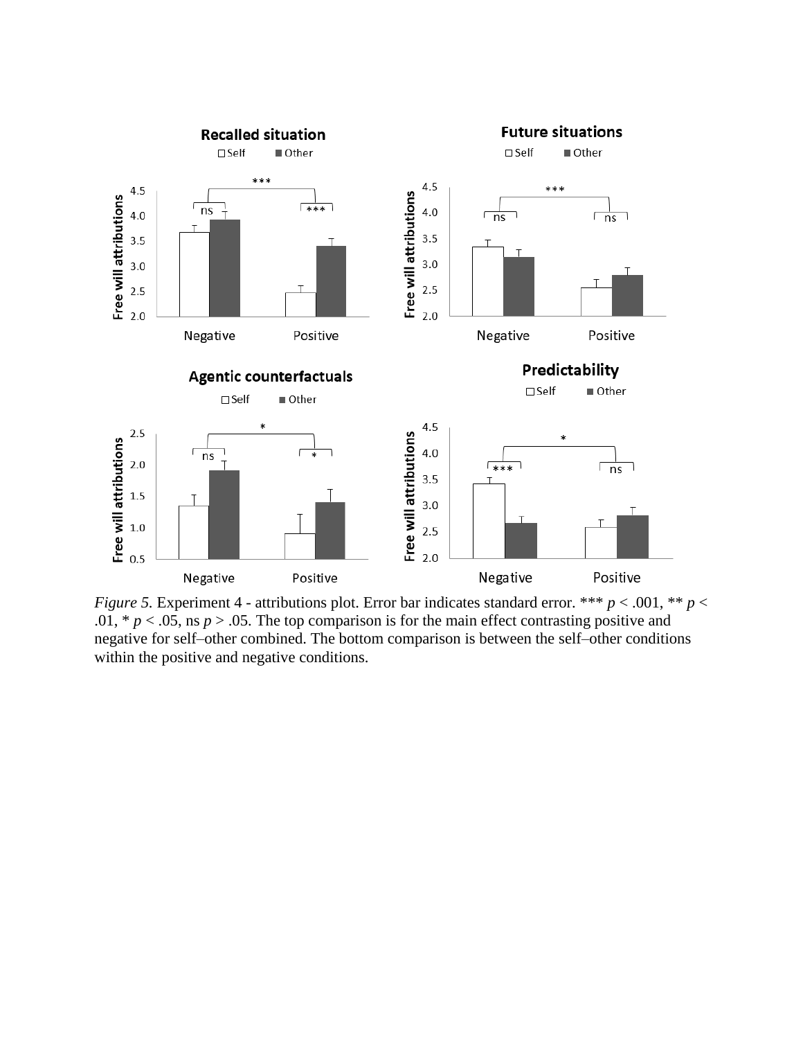Recalled situation

□ Self ■ Other

Free will attributions

4.5
4.0
3.5
3.0
2.5
2.0

***
ns
***

Negative
Positive

Future situations

□ Self ■ Other

Free will attributions

4.5
4.0
3.5
3.0
2.5
2.0

***
ns
ns

Negative
Positive

Agentic counterfactuals

□ Self ■ Other

Free will attributions

2.5
2.0
1.5
1.0
0.5

*
ns
*

Negative
Positive

Predictability

□ Self ■ Other

Free will attributions

4.5
4.0
3.5
3.0
2.5
2.0

*
***
ns

Negative
Positive

*Figure 5.* Experiment 4 - attributions plot. Error bar indicates standard error. *** $p < .001$, ** $p < .01$, * $p < .05$, ns $p > .05$. The top comparison is for the main effect contrasting positive and negative for self–other combined. The bottom comparison is between the self–other conditions within the positive and negative conditions.